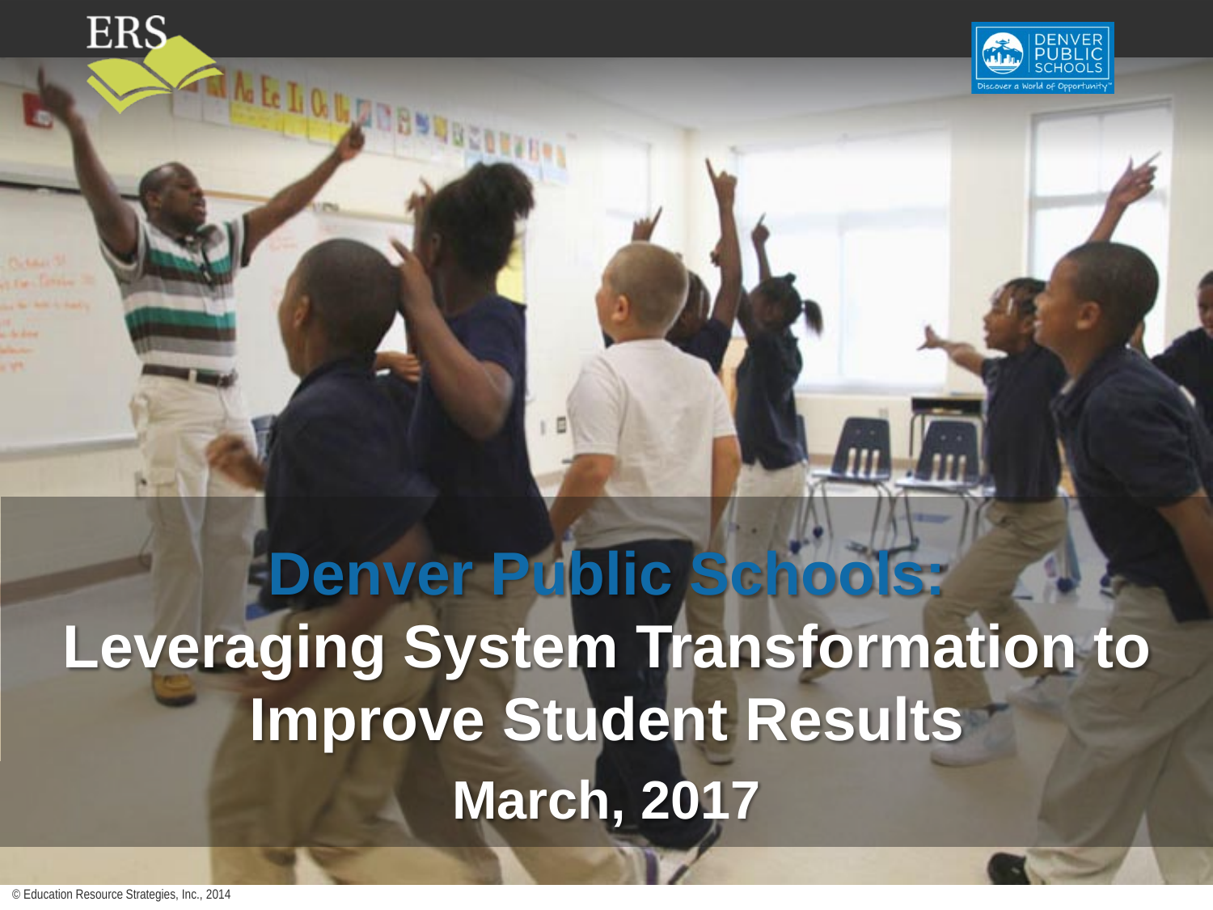# Denver Public Schools:

# Leveraging System Transformation to Improve Student Results

## March, 2017

© Education Resource Strategies, Inc., 2014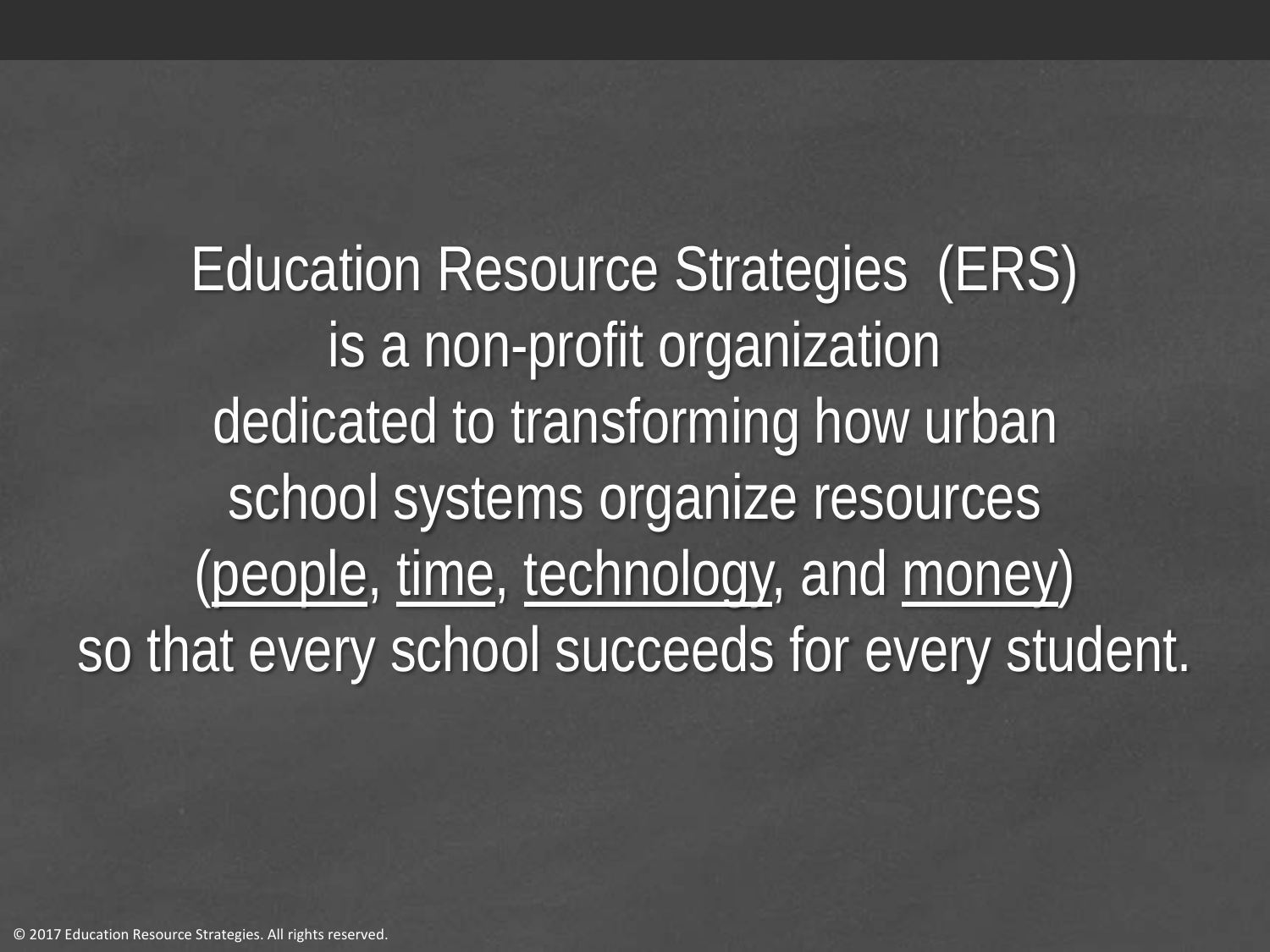Education Resource Strategies (ERS)
is a non-profit organization
dedicated to transforming how urban
school systems organize resources
(<u>people</u>, <u>time</u>, <u>technology</u>, and <u>money</u>)
so that every school succeeds for every student.

© 2017 Education Resource Strategies. All rights reserved.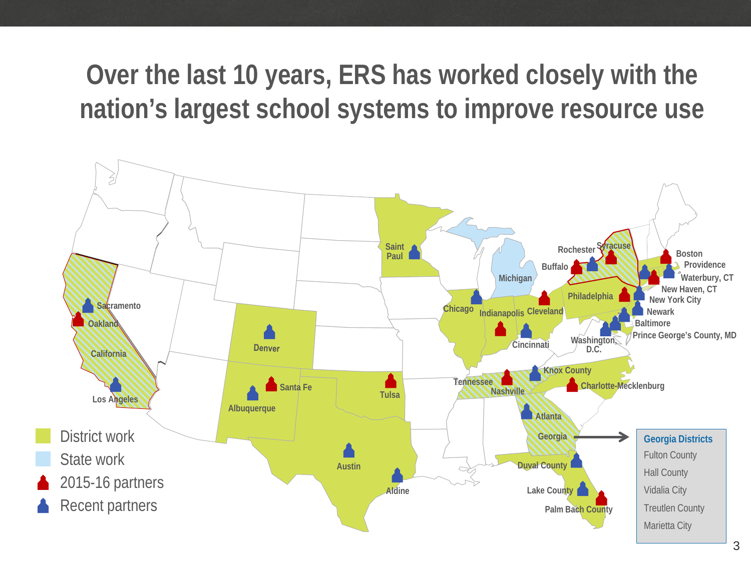# Over the last 10 years, ERS has worked closely with the nation's largest school systems to improve resource use

- District work
- State work
- 2015-16 partners
- Recent partners

Sacramento, Oakland, California, Los Angeles, Denver, Santa Fe, Albuquerque, Tulsa, Austin, Aldine, Saint Paul, Chicago, Michigan, Indianapolis, Cleveland, Cincinnati, Tennessee, Nashville, Knox County, Charlotte-Mecklenburg, Atlanta, Georgia, Duval County, Lake County, Palm Bach County, Rochester, Syracuse, Buffalo, Boston, Providence, Waterbury, CT, New Haven, CT, New York City, Philadelphia, Newark, Baltimore, Prince George's County, MD, Washington, D.C.

**Georgia Districts**

- Fulton County
- Hall County
- Vidalia City
- Treutlen County
- Marietta City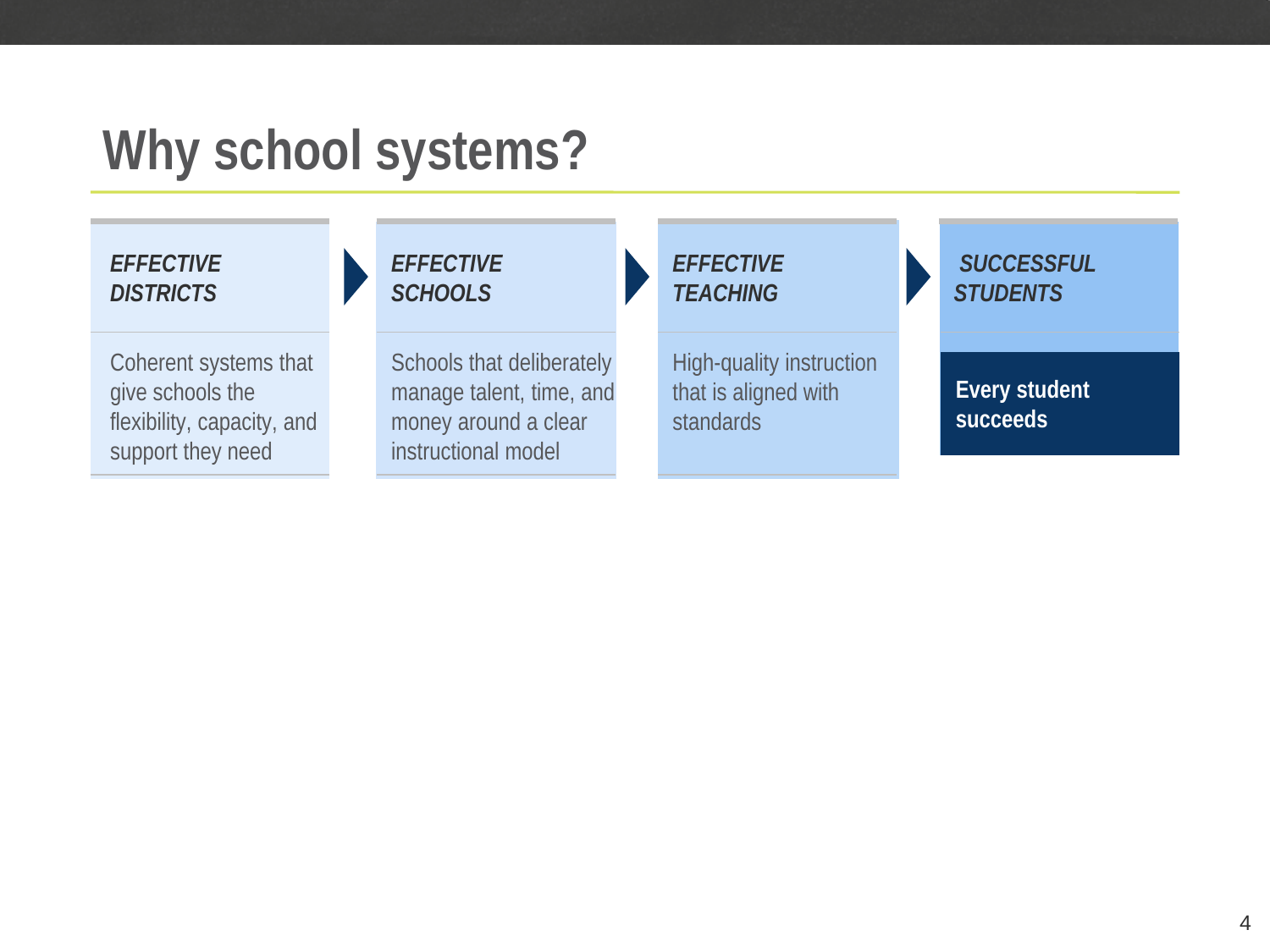# Why school systems?

| *EFFECTIVE DISTRICTS* | *EFFECTIVE SCHOOLS* | *EFFECTIVE TEACHING* | *SUCCESSFUL STUDENTS* |
|---|---|---|---|
| Coherent systems that give schools the flexibility, capacity, and support they need | Schools that deliberately manage talent, time, and money around a clear instructional model | High-quality instruction that is aligned with standards | **Every student succeeds** |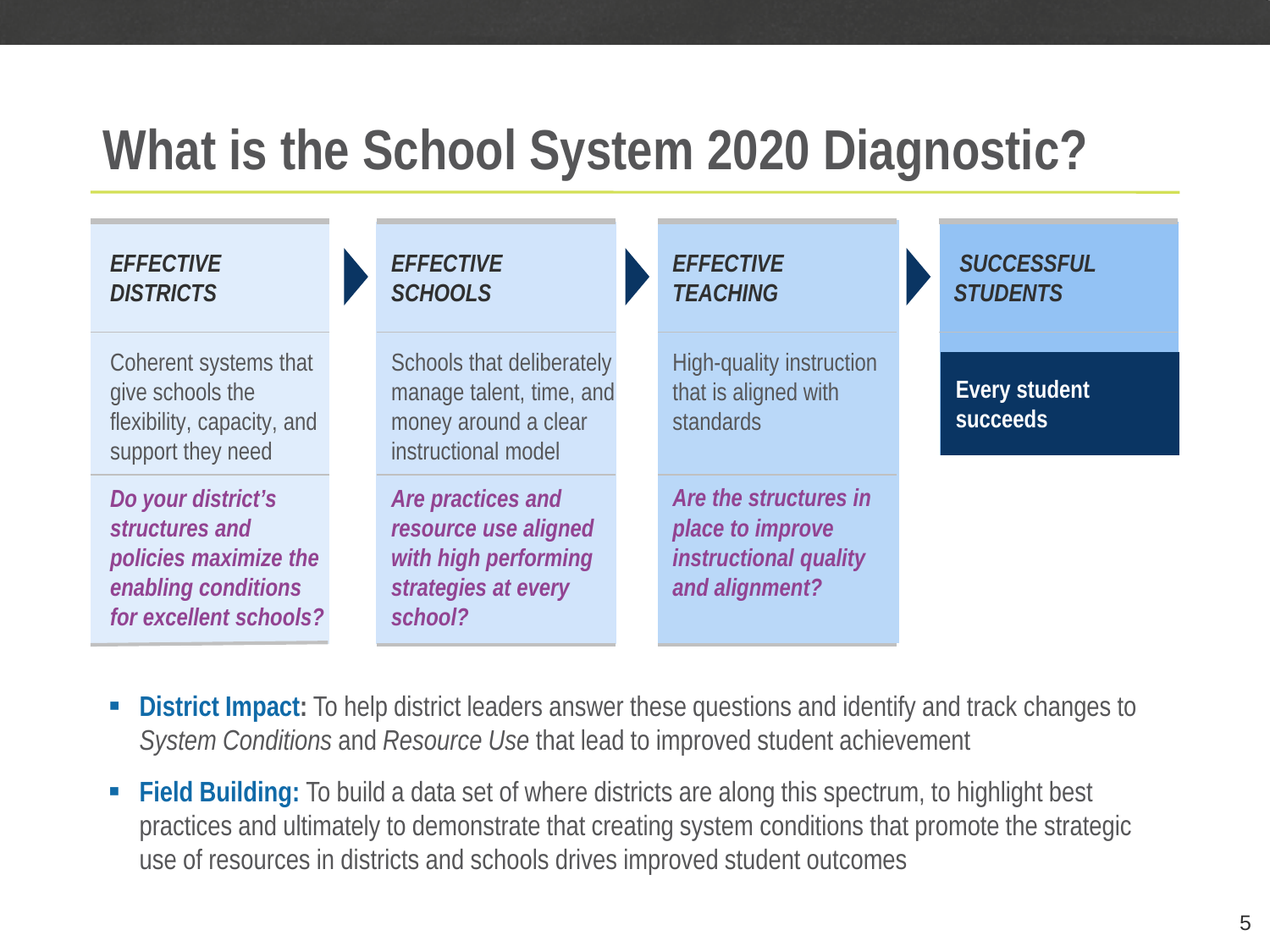# What is the School System 2020 Diagnostic?

| *EFFECTIVE DISTRICTS* | *EFFECTIVE SCHOOLS* | *EFFECTIVE TEACHING* | *SUCCESSFUL STUDENTS* |
|---|---|---|---|
| Coherent systems that give schools the flexibility, capacity, and support they need | Schools that deliberately manage talent, time, and money around a clear instructional model | High-quality instruction that is aligned with standards | **Every student succeeds** |
| ***Do your district's structures and policies maximize the enabling conditions for excellent schools?*** | ***Are practices and resource use aligned with high performing strategies at every school?*** | ***Are the structures in place to improve instructional quality and alignment?*** | |

- **District Impact:** To help district leaders answer these questions and identify and track changes to *System Conditions* and *Resource Use* that lead to improved student achievement
- **Field Building:** To build a data set of where districts are along this spectrum, to highlight best practices and ultimately to demonstrate that creating system conditions that promote the strategic use of resources in districts and schools drives improved student outcomes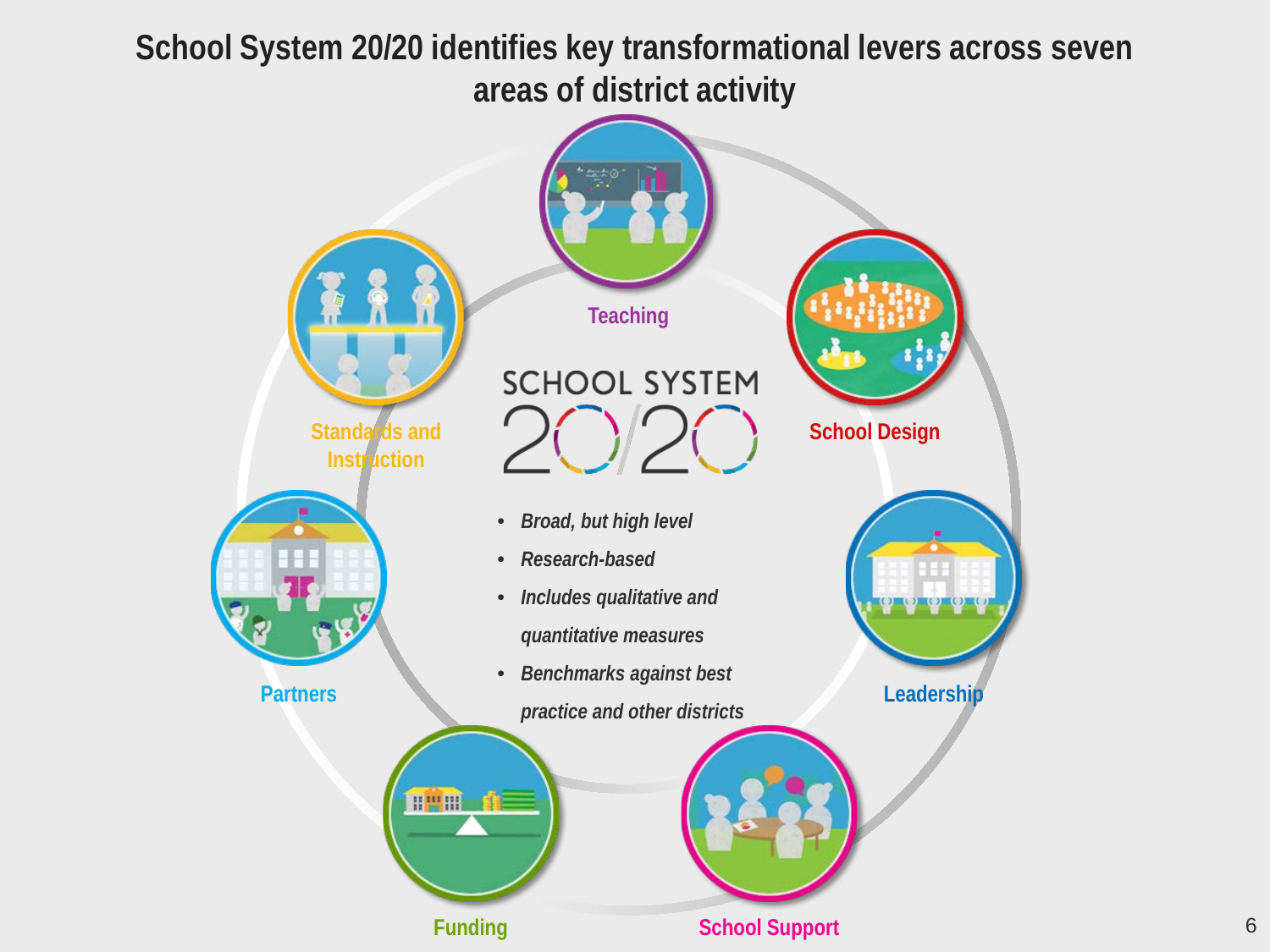# School System 20/20 identifies key transformational levers across seven areas of district activity

SCHOOL SYSTEM 20/20

- *Broad, but high level*
- *Research-based*
- *Includes qualitative and quantitative measures*
- *Benchmarks against best practice and other districts*

Teaching

School Design

Leadership

School Support

Funding

Partners

Standards and Instruction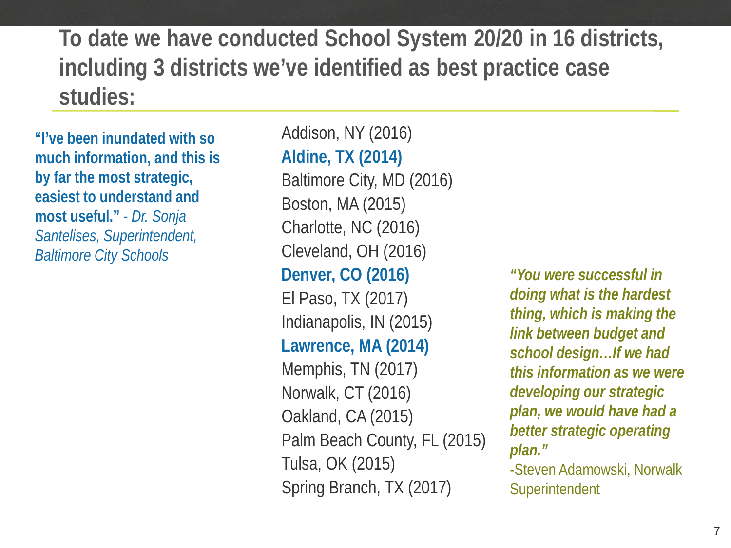# To date we have conducted School System 20/20 in 16 districts, including 3 districts we've identified as best practice case studies:

**"I've been inundated with so much information, and this is by far the most strategic, easiest to understand and most useful."** *- Dr. Sonja Santelises, Superintendent, Baltimore City Schools*

Addison, NY (2016)
**Aldine, TX (2014)**
Baltimore City, MD (2016)
Boston, MA (2015)
Charlotte, NC (2016)
Cleveland, OH (2016)
**Denver, CO (2016)**
El Paso, TX (2017)
Indianapolis, IN (2015)
**Lawrence, MA (2014)**
Memphis, TN (2017)
Norwalk, CT (2016)
Oakland, CA (2015)
Palm Beach County, FL (2015)
Tulsa, OK (2015)
Spring Branch, TX (2017)

***"You were successful in doing what is the hardest thing, which is making the link between budget and school design…If we had this information as we were developing our strategic plan, we would have had a better strategic operating plan."***
-Steven Adamowski, Norwalk Superintendent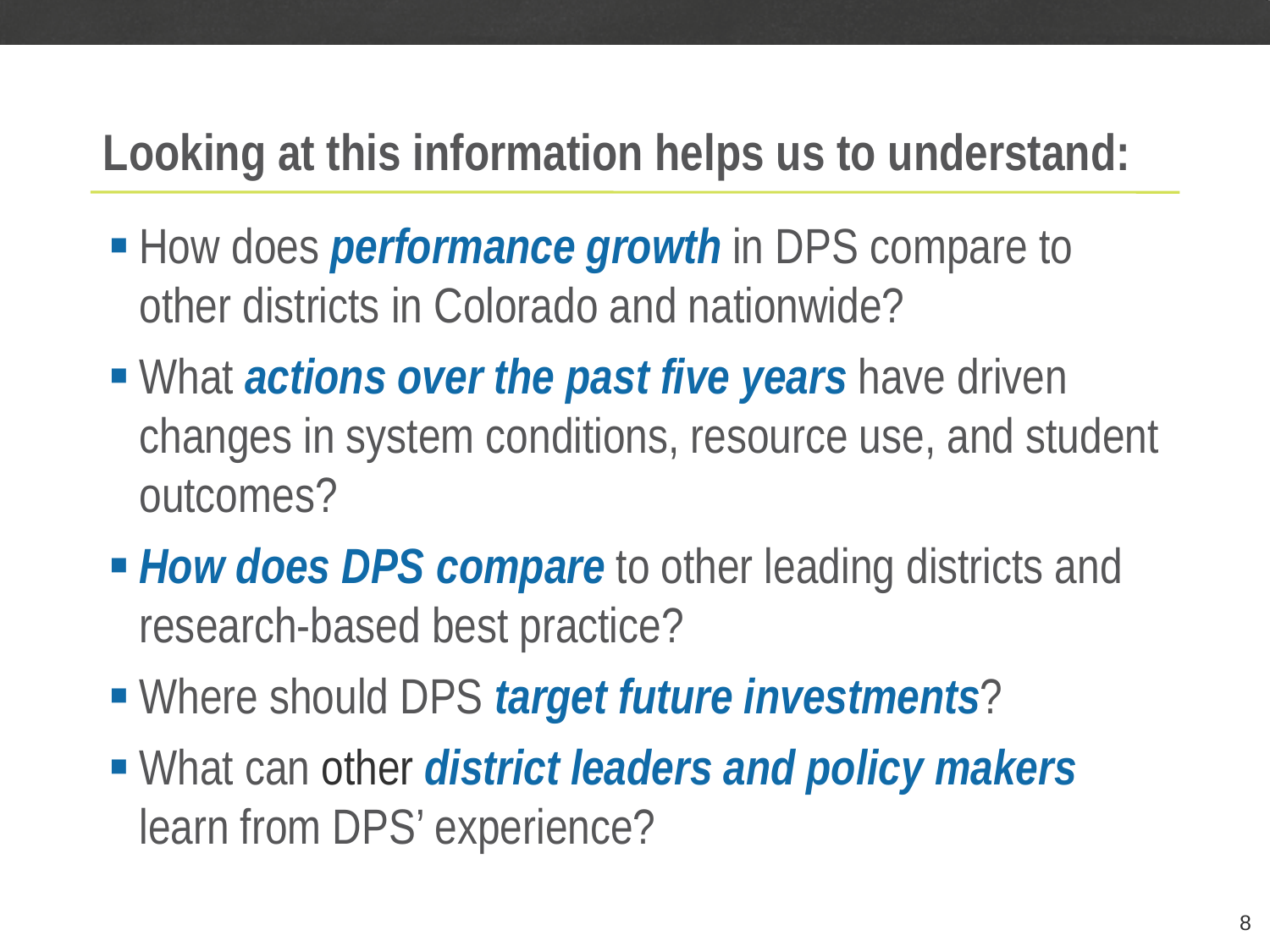## Looking at this information helps us to understand:

- How does ***performance growth*** in DPS compare to other districts in Colorado and nationwide?
- What ***actions over the past five years*** have driven changes in system conditions, resource use, and student outcomes?
- ***How does DPS compare*** to other leading districts and research-based best practice?
- Where should DPS ***target future investments***?
- What can other ***district leaders and policy makers*** learn from DPS' experience?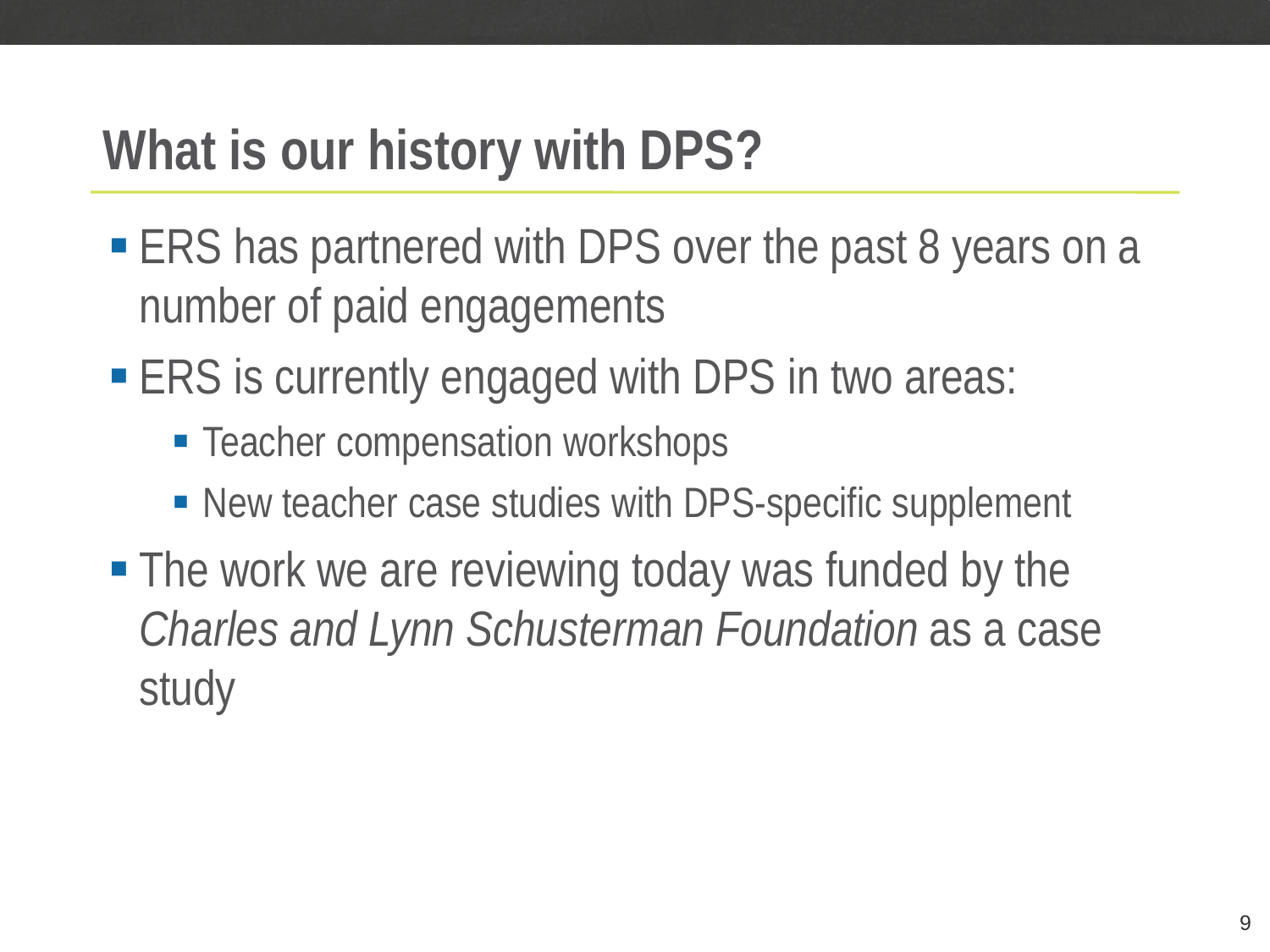# What is our history with DPS?

- ERS has partnered with DPS over the past 8 years on a number of paid engagements
- ERS is currently engaged with DPS in two areas:
  - Teacher compensation workshops
  - New teacher case studies with DPS-specific supplement
- The work we are reviewing today was funded by the *Charles and Lynn Schusterman Foundation* as a case study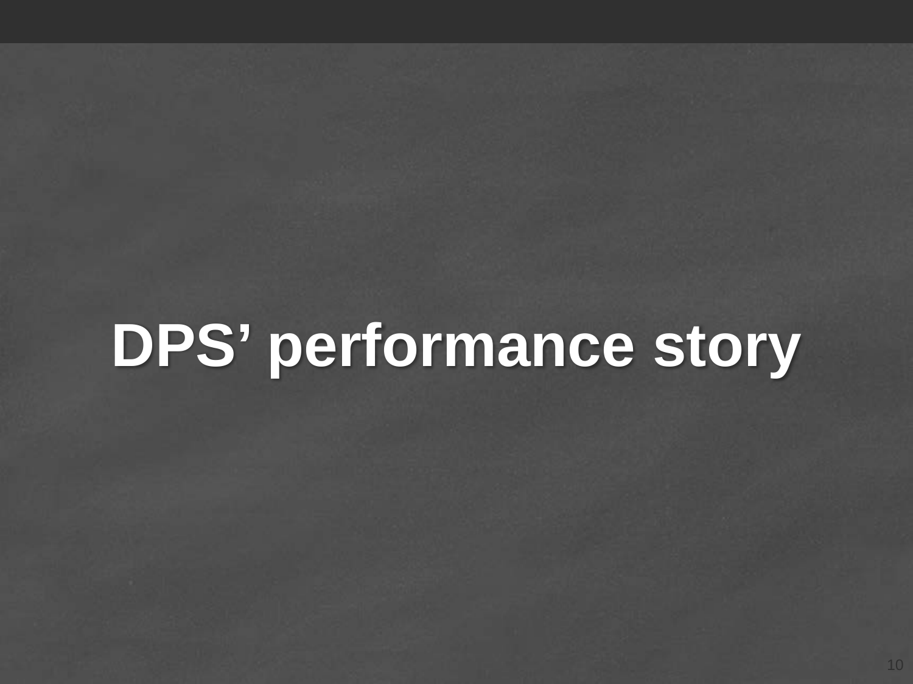# DPS’ performance story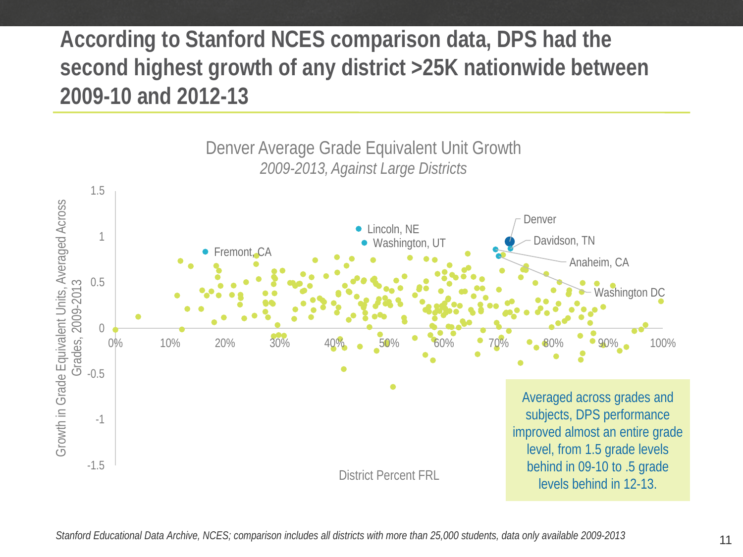# According to Stanford NCES comparison data, DPS had the second highest growth of any district >25K nationwide between 2009-10 and 2012-13

Denver Average Grade Equivalent Unit Growth

*2009-2013, Against Large Districts*

Growth in Grade Equivalent Units, Averaged Across Grades, 2009-2013

District Percent FRL

Denver, Davidson, TN, Anaheim, CA, Washington DC, Lincoln, NE, Washington, UT, Fremont, CA

Averaged across grades and subjects, DPS performance improved almost an entire grade level, from 1.5 grade levels behind in 09-10 to .5 grade levels behind in 12-13.

*Stanford Educational Data Archive, NCES; comparison includes all districts with more than 25,000 students, data only available 2009-2013*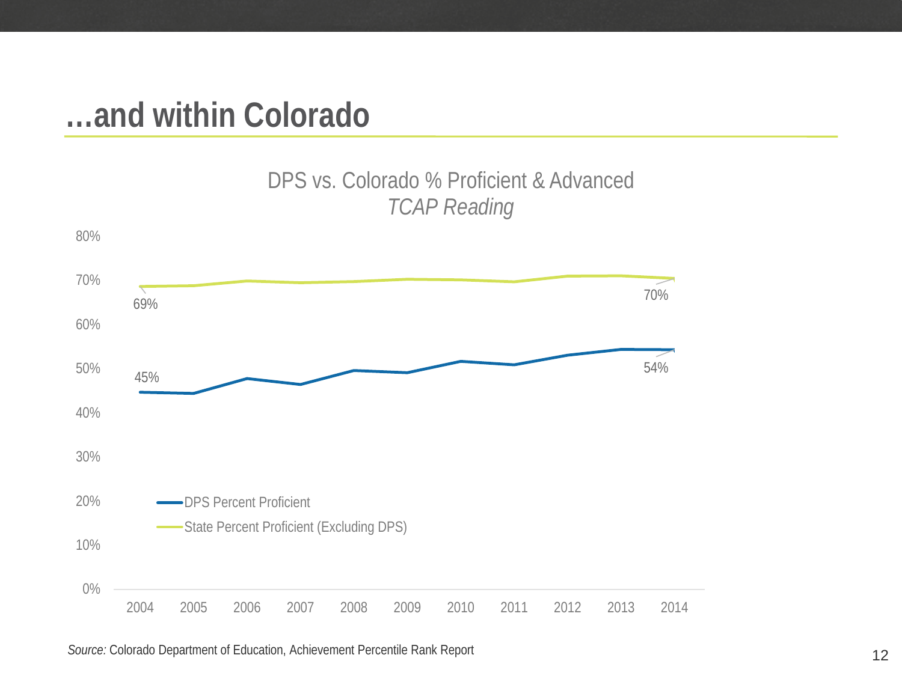# …and within Colorado

DPS vs. Colorado % Proficient & Advanced
*TCAP Reading*

| Year | DPS Percent Proficient | State Percent Proficient (Excluding DPS) |
|---|---|---|
| 2004 | 45% | 69% |
| 2014 | 54% | 70% |

*Source:* Colorado Department of Education, Achievement Percentile Rank Report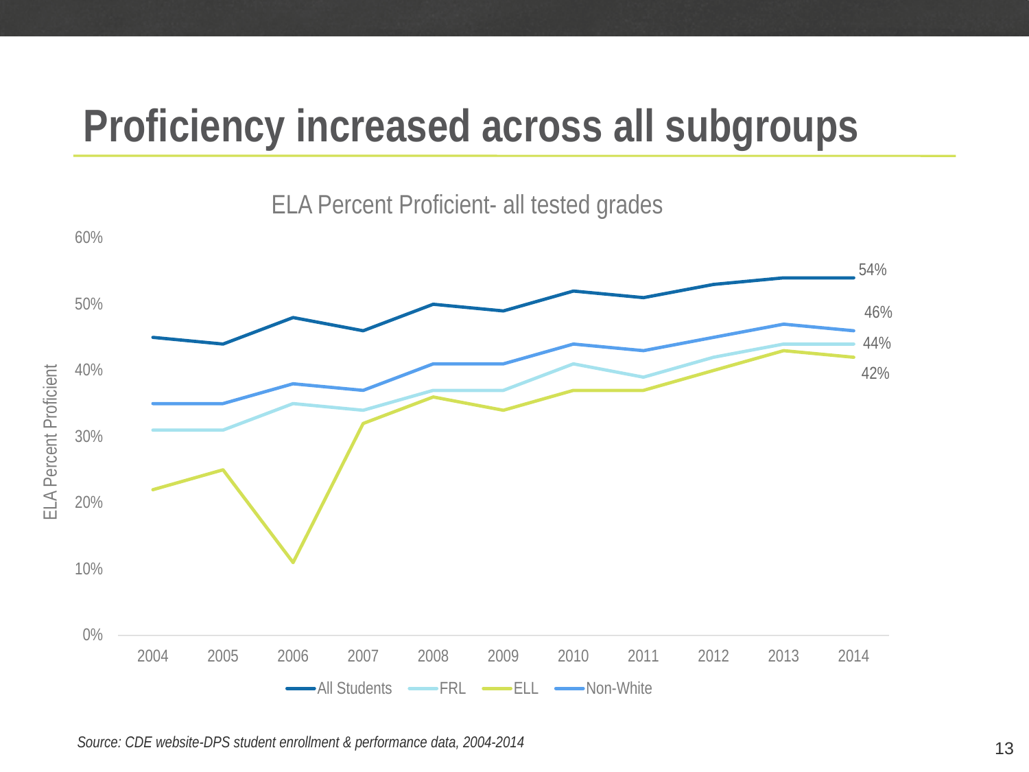# Proficiency increased across all subgroups

ELA Percent Proficient- all tested grades

60%
50%
40%
30%
20%
10%
0%

ELA Percent Proficient

2004 2005 2006 2007 2008 2009 2010 2011 2012 2013 2014

54%
46%
44%
42%

All Students FRL ELL Non-White

*Source: CDE website-DPS student enrollment & performance data, 2004-2014*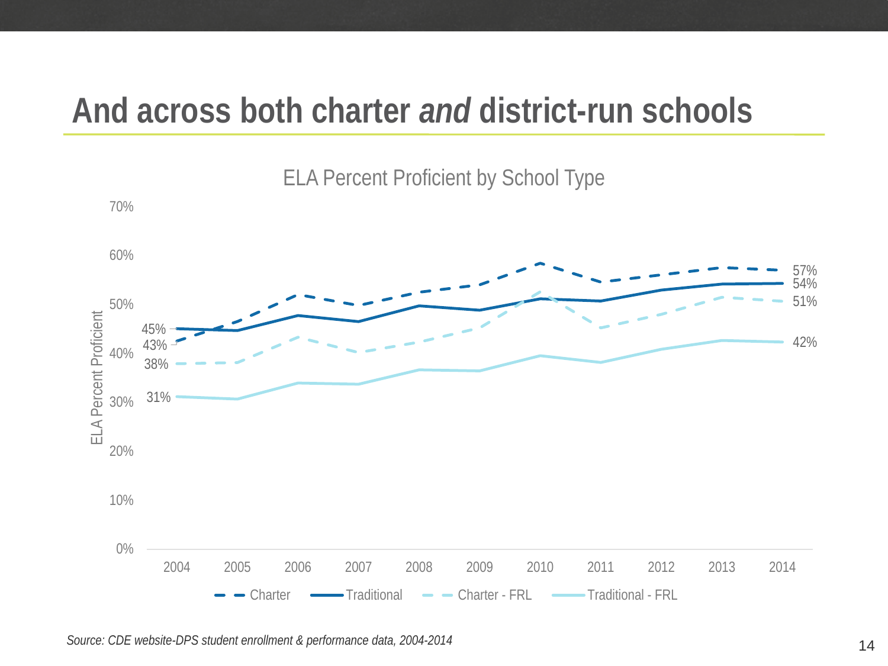# And across both charter *and* district-run schools

ELA Percent Proficient by School Type

70%
60%
50%
40%
30%
20%
10%
0%

ELA Percent Proficient

45%
43%
38%
31%

57%
54%
51%
42%

2004 2005 2006 2007 2008 2009 2010 2011 2012 2013 2014

Charter | Traditional | Charter - FRL | Traditional - FRL

*Source: CDE website-DPS student enrollment & performance data, 2004-2014*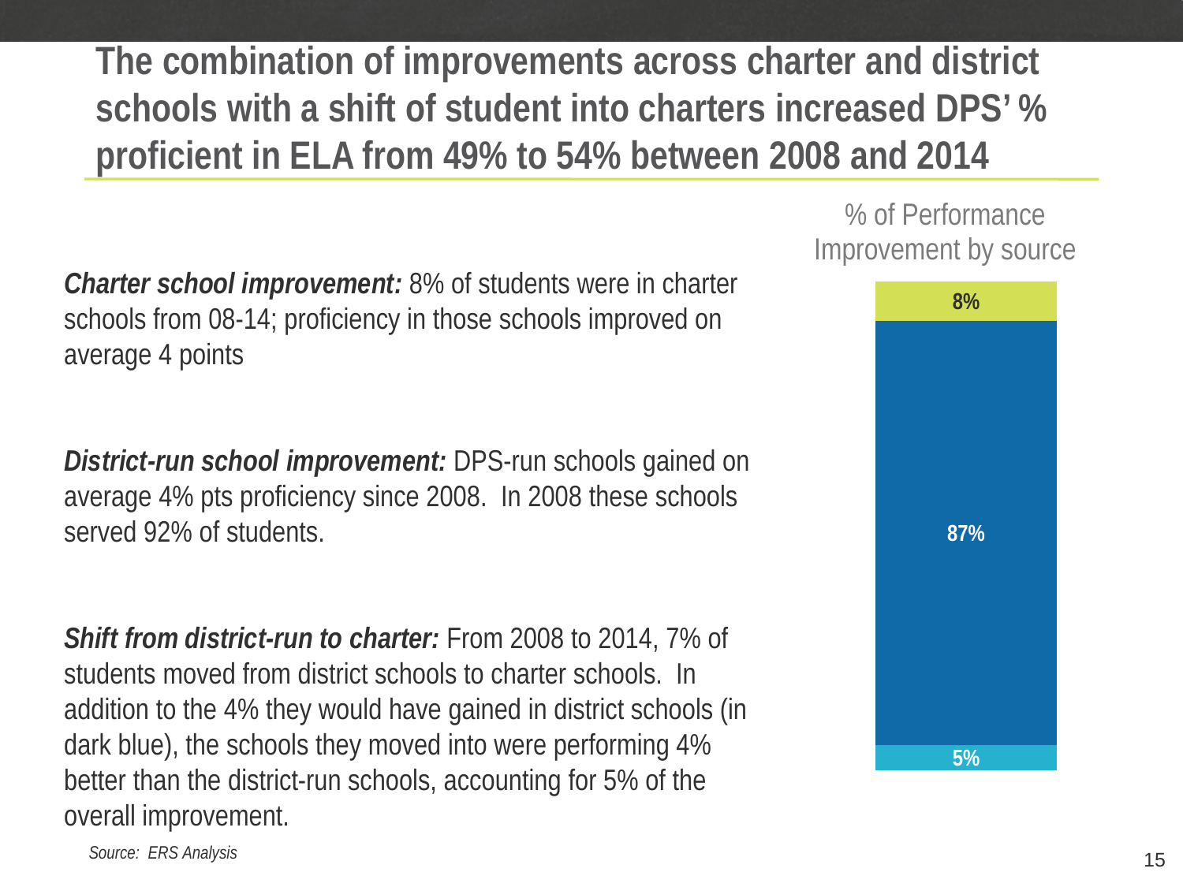# The combination of improvements across charter and district schools with a shift of student into charters increased DPS' % proficient in ELA from 49% to 54% between 2008 and 2014

***Charter school improvement:*** 8% of students were in charter schools from 08-14; proficiency in those schools improved on average 4 points

***District-run school improvement:*** DPS-run schools gained on average 4% pts proficiency since 2008. In 2008 these schools served 92% of students.

***Shift from district-run to charter:*** From 2008 to 2014, 7% of students moved from district schools to charter schools. In addition to the 4% they would have gained in district schools (in dark blue), the schools they moved into were performing 4% better than the district-run schools, accounting for 5% of the overall improvement.

% of Performance Improvement by source

| Source | % |
| --- | --- |
| Charter school improvement | 8% |
| District-run school improvement | 87% |
| Shift from district-run to charter | 5% |

*Source: ERS Analysis*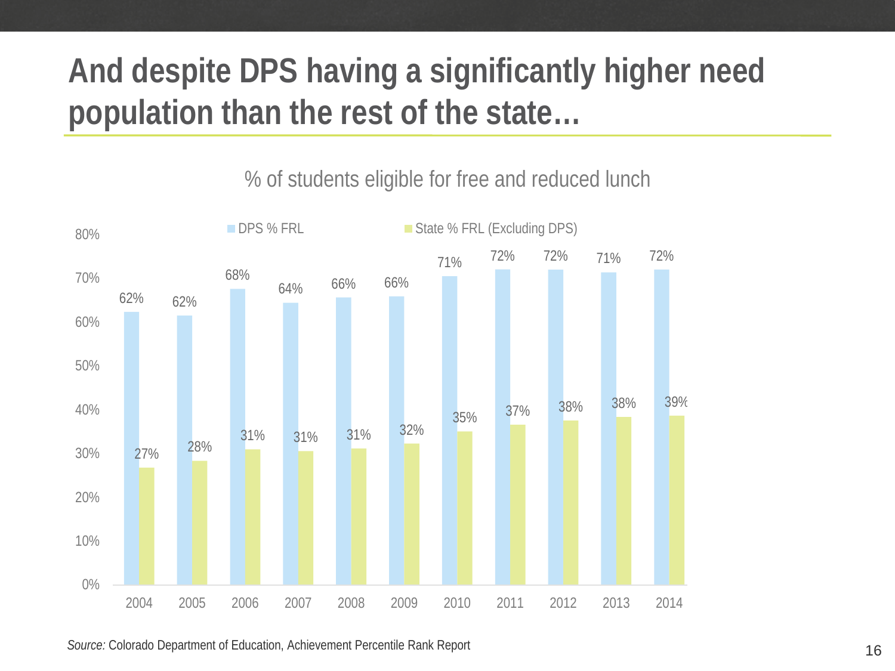# And despite DPS having a significantly higher need population than the rest of the state…

% of students eligible for free and reduced lunch

| Year | DPS % FRL | State % FRL (Excluding DPS) |
|---|---|---|
| 2004 | 62% | 27% |
| 2005 | 62% | 28% |
| 2006 | 68% | 31% |
| 2007 | 64% | 31% |
| 2008 | 66% | 31% |
| 2009 | 66% | 32% |
| 2010 | 71% | 35% |
| 2011 | 72% | 37% |
| 2012 | 72% | 38% |
| 2013 | 71% | 38% |
| 2014 | 72% | 39% |

*Source:* Colorado Department of Education, Achievement Percentile Rank Report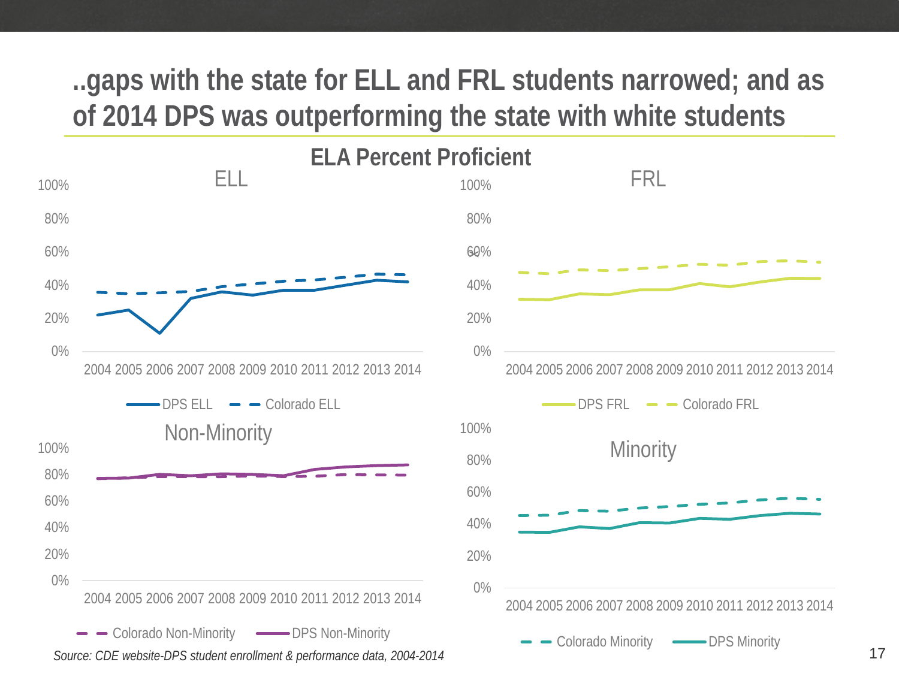# ..gaps with the state for ELL and FRL students narrowed; and as of 2014 DPS was outperforming the state with white students

## ELA Percent Proficient

ELL

100%
80%
60%
40%
20%
0%

2004 2005 2006 2007 2008 2009 2010 2011 2012 2013 2014

DPS ELL — Colorado ELL

FRL

100%
80%
60%
40%
20%
0%

2004 2005 2006 2007 2008 2009 2010 2011 2012 2013 2014

DPS FRL — Colorado FRL

Non-Minority

100%
80%
60%
40%
20%
0%

2004 2005 2006 2007 2008 2009 2010 2011 2012 2013 2014

Colorado Non-Minority — DPS Non-Minority

Minority

100%
80%
60%
40%
20%
0%

2004 2005 2006 2007 2008 2009 2010 2011 2012 2013 2014

Colorado Minority — DPS Minority

*Source: CDE website-DPS student enrollment & performance data, 2004-2014*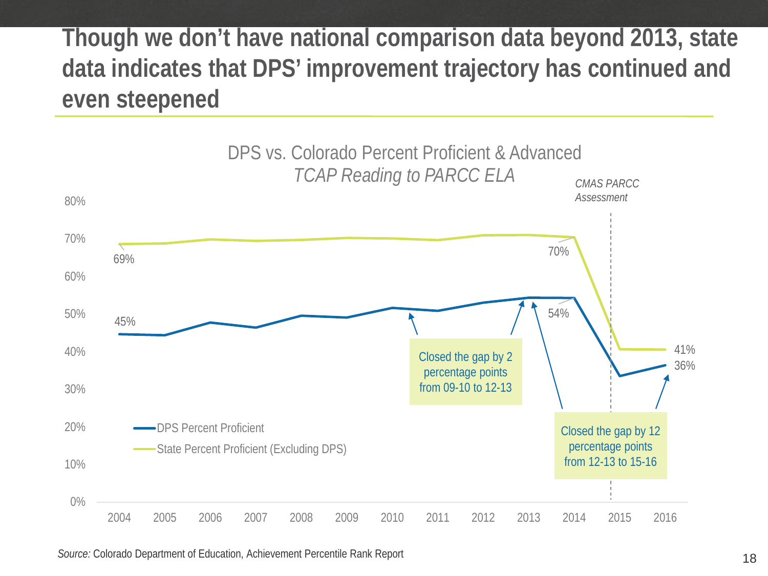# Though we don't have national comparison data beyond 2013, state data indicates that DPS' improvement trajectory has continued and even steepened

DPS vs. Colorado Percent Proficient & Advanced
*TCAP Reading to PARCC ELA*

*CMAS PARCC Assessment*

| Year | DPS Percent Proficient | State Percent Proficient (Excluding DPS) |
|---|---|---|
| 2004 | 45% | 69% |
| 2014 | 54% | 70% |
| 2016 | 36% | 41% |

Closed the gap by 2 percentage points from 09-10 to 12-13

Closed the gap by 12 percentage points from 12-13 to 15-16

*Source:* Colorado Department of Education, Achievement Percentile Rank Report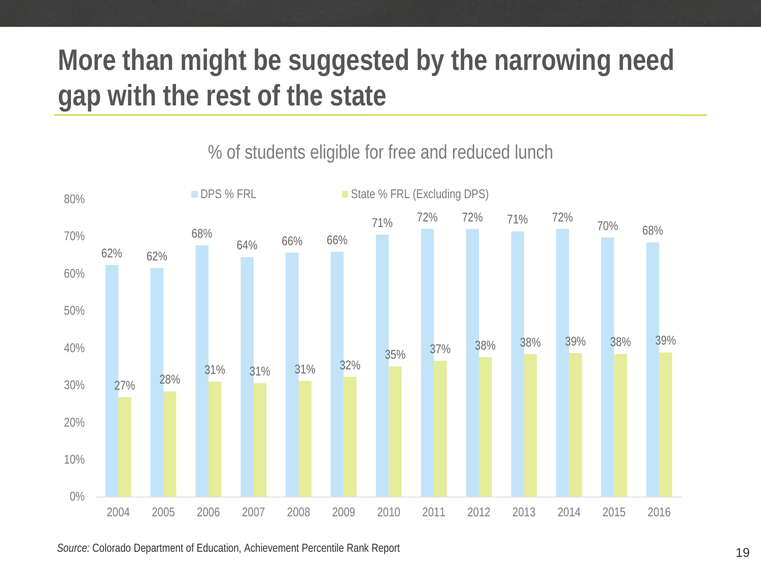# More than might be suggested by the narrowing need gap with the rest of the state

% of students eligible for free and reduced lunch

| Year | DPS % FRL | State % FRL (Excluding DPS) |
|---|---|---|
| 2004 | 62% | 27% |
| 2005 | 62% | 28% |
| 2006 | 68% | 31% |
| 2007 | 64% | 31% |
| 2008 | 66% | 31% |
| 2009 | 66% | 32% |
| 2010 | 71% | 35% |
| 2011 | 72% | 37% |
| 2012 | 72% | 38% |
| 2013 | 71% | 38% |
| 2014 | 72% | 39% |
| 2015 | 70% | 38% |
| 2016 | 68% | 39% |

*Source:* Colorado Department of Education, Achievement Percentile Rank Report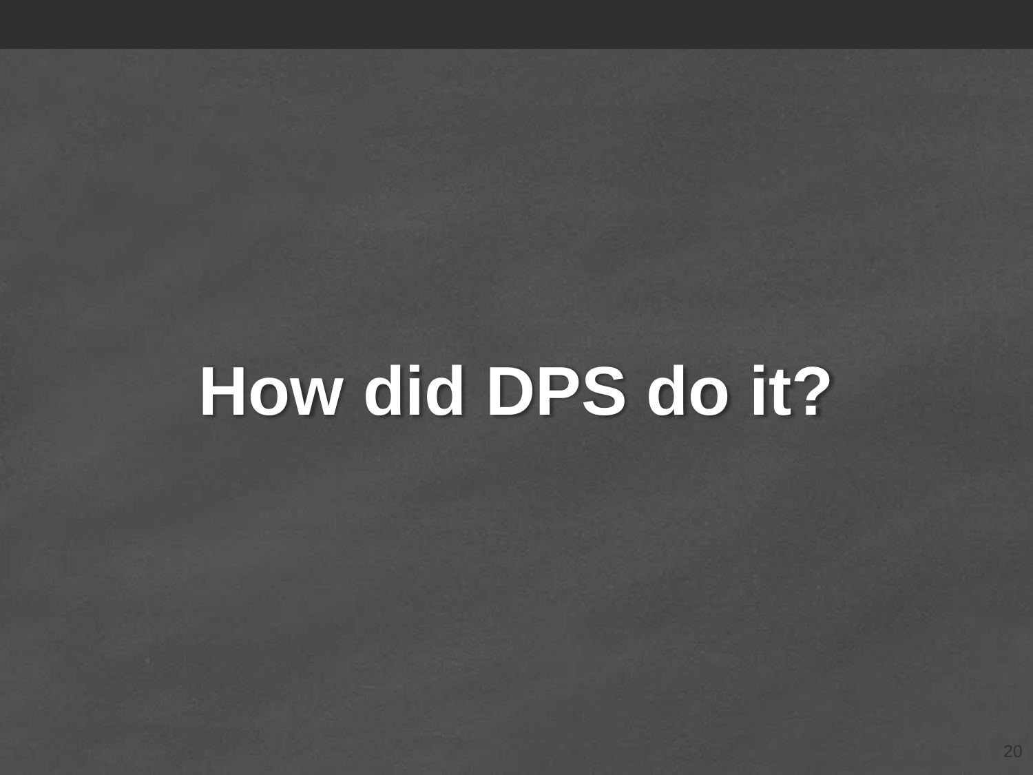# How did DPS do it?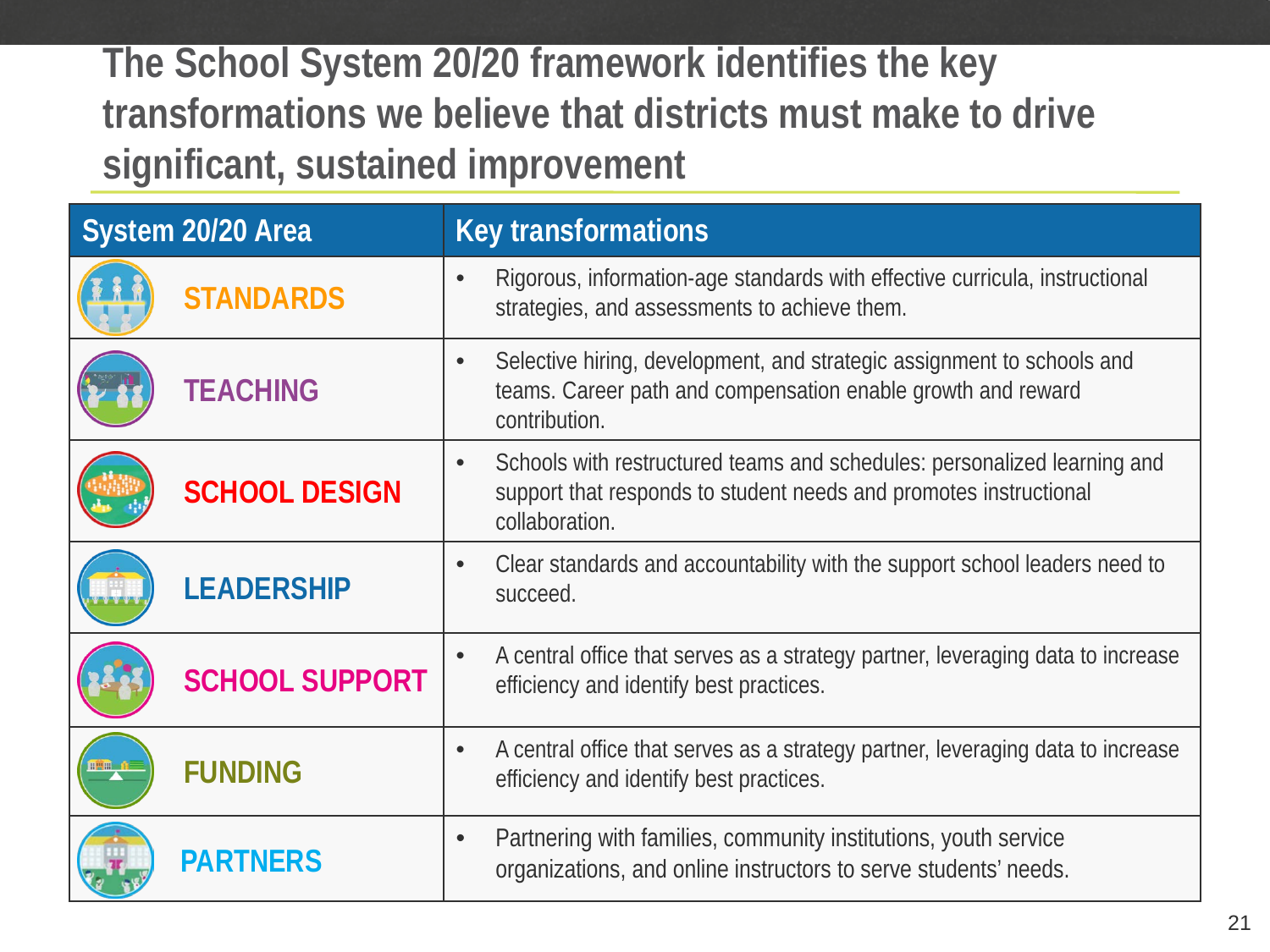# The School System 20/20 framework identifies the key transformations we believe that districts must make to drive significant, sustained improvement

| System 20/20 Area | Key transformations |
|---|---|
| STANDARDS | • Rigorous, information-age standards with effective curricula, instructional strategies, and assessments to achieve them. |
| TEACHING | • Selective hiring, development, and strategic assignment to schools and teams. Career path and compensation enable growth and reward contribution. |
| SCHOOL DESIGN | • Schools with restructured teams and schedules: personalized learning and support that responds to student needs and promotes instructional collaboration. |
| LEADERSHIP | • Clear standards and accountability with the support school leaders need to succeed. |
| SCHOOL SUPPORT | • A central office that serves as a strategy partner, leveraging data to increase efficiency and identify best practices. |
| FUNDING | • A central office that serves as a strategy partner, leveraging data to increase efficiency and identify best practices. |
| PARTNERS | • Partnering with families, community institutions, youth service organizations, and online instructors to serve students' needs. |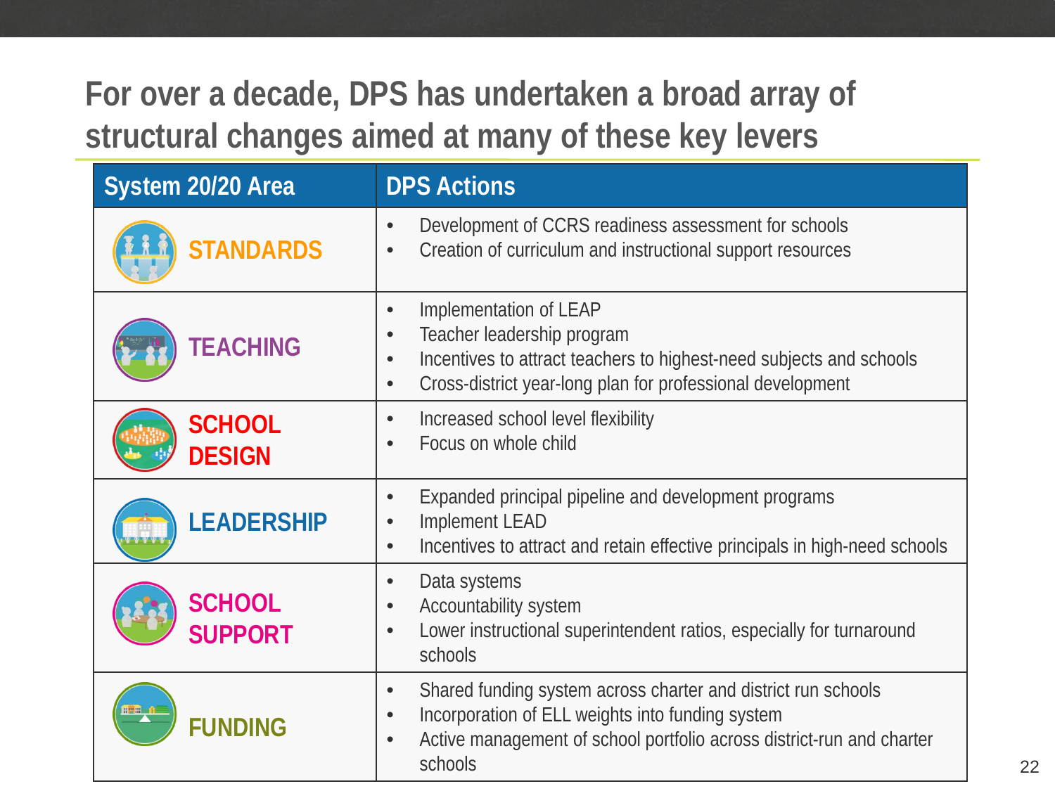# For over a decade, DPS has undertaken a broad array of structural changes aimed at many of these key levers

| System 20/20 Area | DPS Actions |
|---|---|
| STANDARDS | • Development of CCRS readiness assessment for schools<br>• Creation of curriculum and instructional support resources |
| TEACHING | • Implementation of LEAP<br>• Teacher leadership program<br>• Incentives to attract teachers to highest-need subjects and schools<br>• Cross-district year-long plan for professional development |
| SCHOOL DESIGN | • Increased school level flexibility<br>• Focus on whole child |
| LEADERSHIP | • Expanded principal pipeline and development programs<br>• Implement LEAD<br>• Incentives to attract and retain effective principals in high-need schools |
| SCHOOL SUPPORT | • Data systems<br>• Accountability system<br>• Lower instructional superintendent ratios, especially for turnaround schools |
| FUNDING | • Shared funding system across charter and district run schools<br>• Incorporation of ELL weights into funding system<br>• Active management of school portfolio across district-run and charter schools |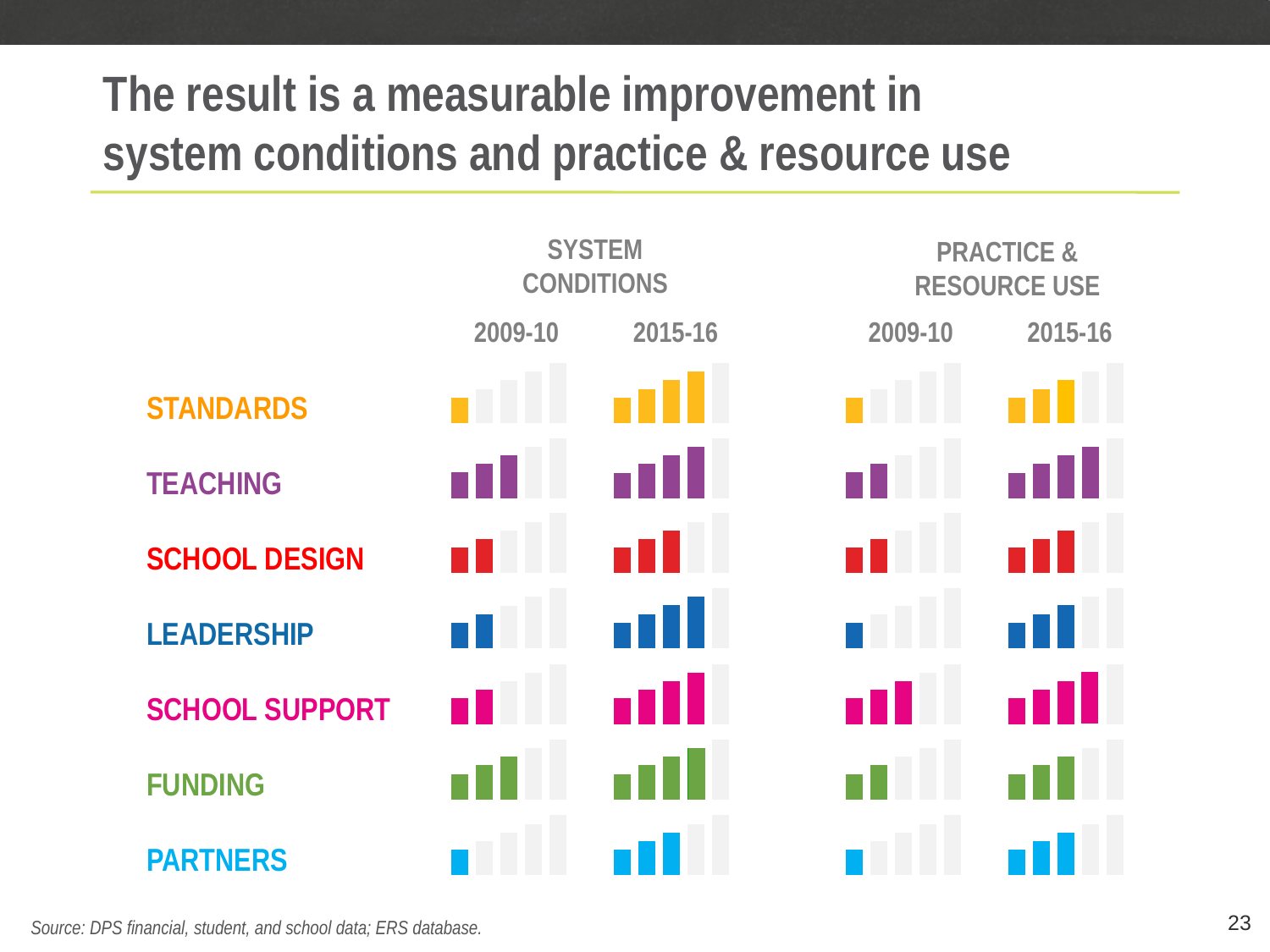# The result is a measurable improvement in system conditions and practice & resource use

| | SYSTEM CONDITIONS | | PRACTICE & RESOURCE USE | |
|---|---|---|---|---|
| | 2009-10 | 2015-16 | 2009-10 | 2015-16 |
| STANDARDS | 1 of 5 | 4 of 5 | 1 of 5 | 3 of 5 |
| TEACHING | 3 of 5 | 4 of 5 | 2 of 5 | 4 of 5 |
| SCHOOL DESIGN | 2 of 5 | 3 of 5 | 2 of 5 | 3 of 5 |
| LEADERSHIP | 2 of 5 | 4 of 5 | 1 of 5 | 3 of 5 |
| SCHOOL SUPPORT | 2 of 5 | 4 of 5 | 3 of 5 | 4 of 5 |
| FUNDING | 3 of 5 | 4 of 5 | 2 of 5 | 3 of 5 |
| PARTNERS | 1 of 5 | 3 of 5 | 1 of 5 | 3 of 5 |

*Source: DPS financial, student, and school data; ERS database.*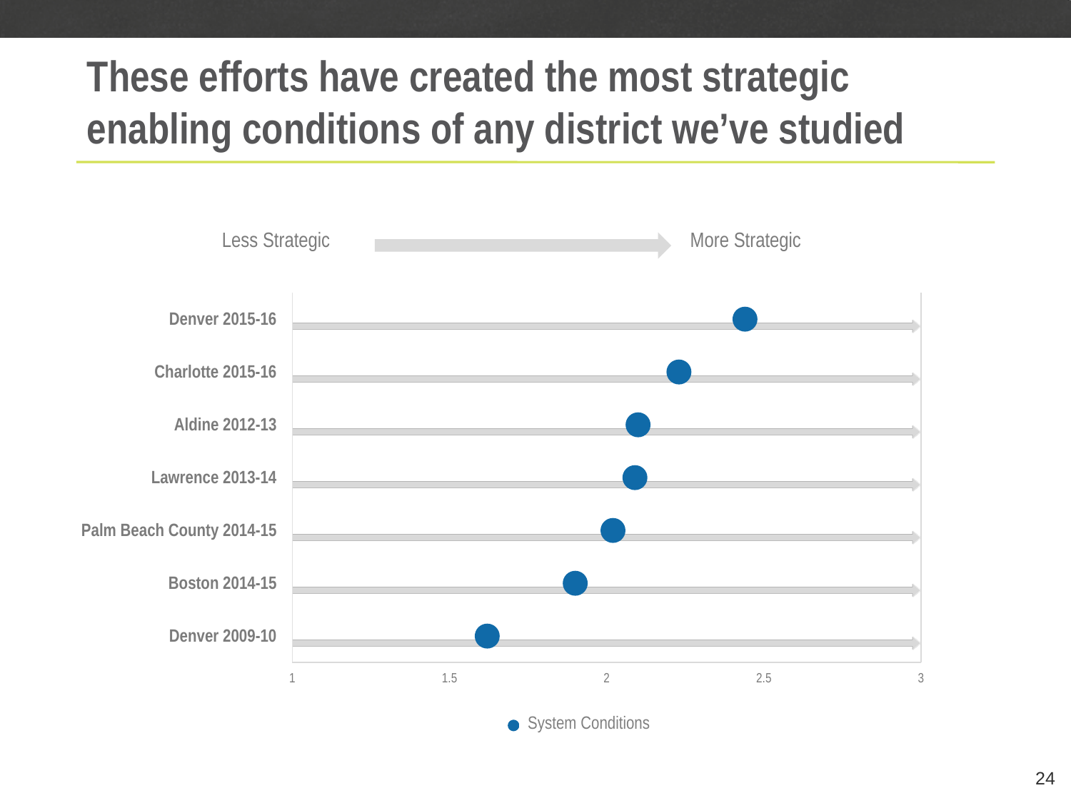# These efforts have created the most strategic enabling conditions of any district we've studied

Less Strategic → More Strategic

| District | System Conditions |
|---|---|
| Denver 2015-16 | ~2.44 |
| Charlotte 2015-16 | ~2.23 |
| Aldine 2012-13 | ~2.1 |
| Lawrence 2013-14 | ~2.09 |
| Palm Beach County 2014-15 | ~2.02 |
| Boston 2014-15 | ~1.9 |
| Denver 2009-10 | ~1.62 |

Axis: 1, 1.5, 2, 2.5, 3

● System Conditions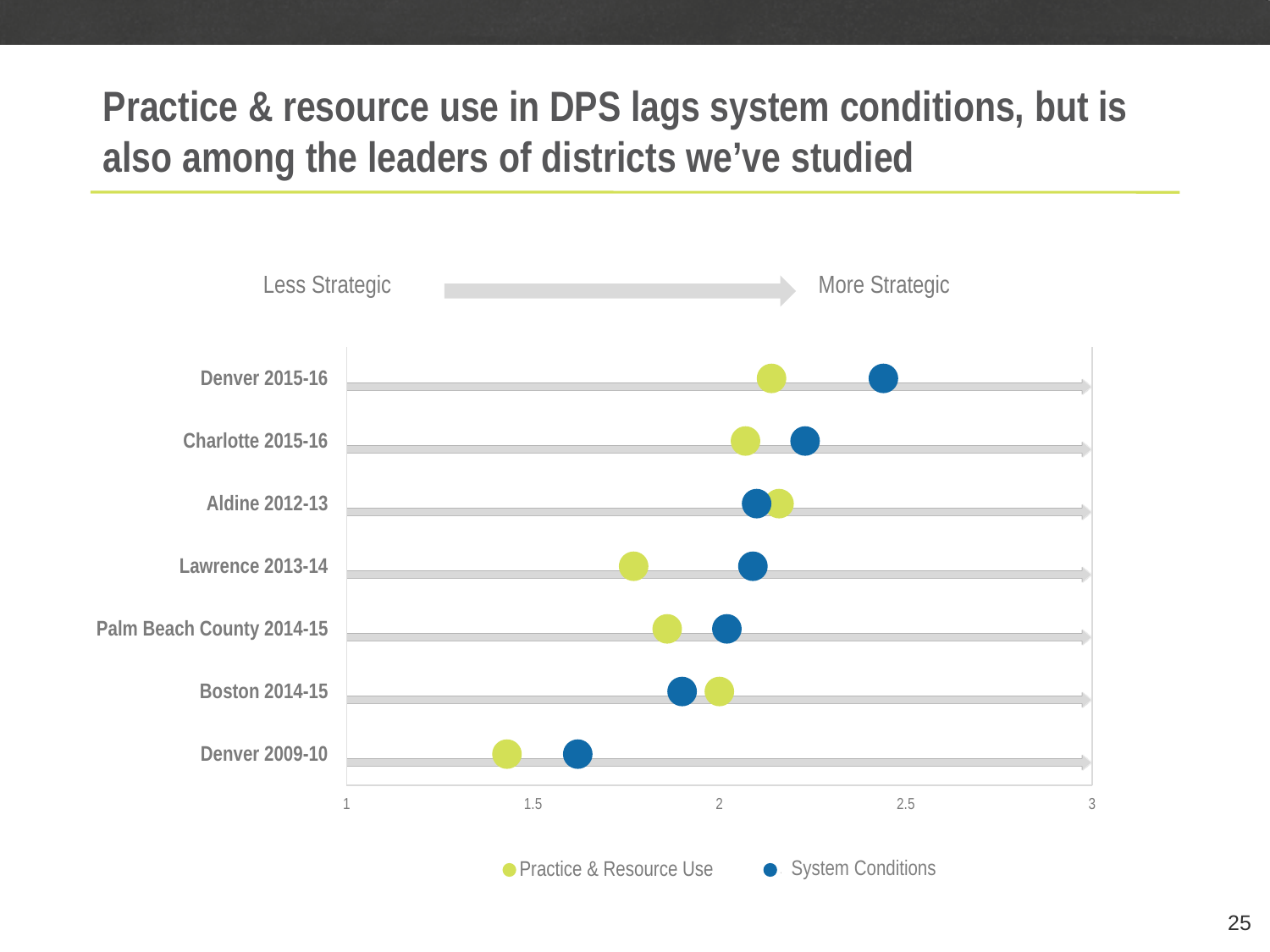# Practice & resource use in DPS lags system conditions, but is also among the leaders of districts we've studied

Less Strategic → More Strategic

| District | Practice & Resource Use | System Conditions |
|---|---|---|
| Denver 2015-16 | ~2.14 | ~2.44 |
| Charlotte 2015-16 | ~2.07 | ~2.23 |
| Aldine 2012-13 | ~2.16 | ~2.10 |
| Lawrence 2013-14 | ~1.77 | ~2.09 |
| Palm Beach County 2014-15 | ~1.86 | ~2.02 |
| Boston 2014-15 | ~2.00 | ~1.90 |
| Denver 2009-10 | ~1.43 | ~1.62 |

Axis: 1, 1.5, 2, 2.5, 3

● Practice & Resource Use ● System Conditions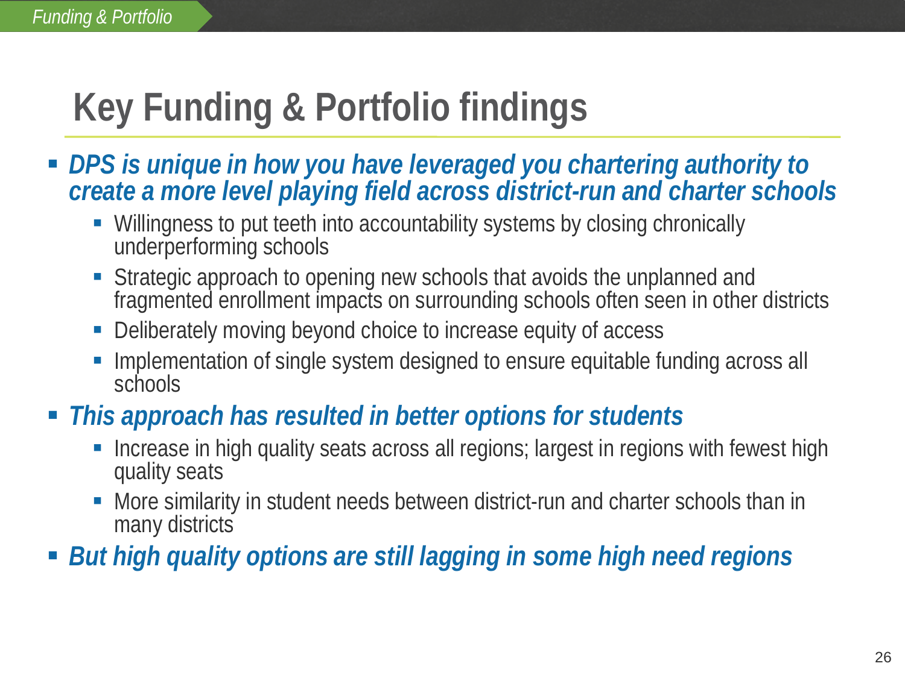# Key Funding & Portfolio findings

- ***DPS is unique in how you have leveraged you chartering authority to create a more level playing field across district-run and charter schools***
  - Willingness to put teeth into accountability systems by closing chronically underperforming schools
  - Strategic approach to opening new schools that avoids the unplanned and fragmented enrollment impacts on surrounding schools often seen in other districts
  - Deliberately moving beyond choice to increase equity of access
  - Implementation of single system designed to ensure equitable funding across all schools
- ***This approach has resulted in better options for students***
  - Increase in high quality seats across all regions; largest in regions with fewest high quality seats
  - More similarity in student needs between district-run and charter schools than in many districts
- ***But high quality options are still lagging in some high need regions***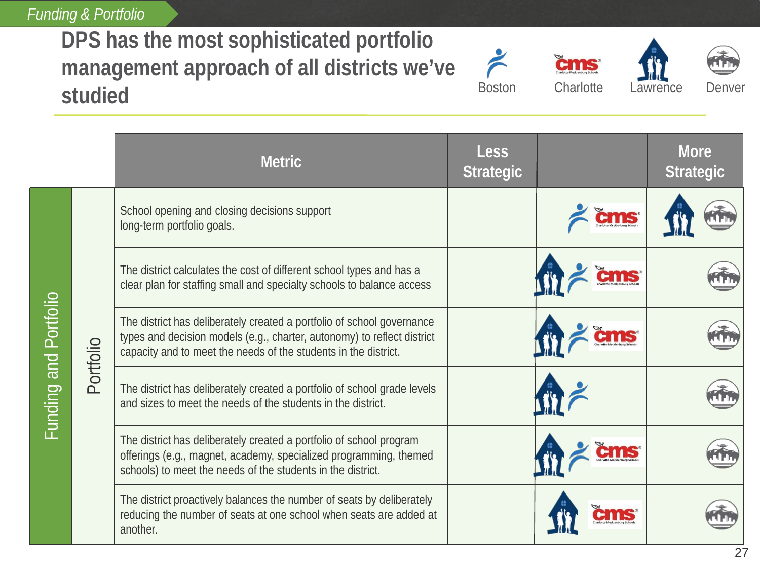Funding & Portfolio

# DPS has the most sophisticated portfolio management approach of all districts we've studied

Boston | Charlotte | Lawrence | Denver

| | | Metric | Less Strategic | | More Strategic |
|---|---|---|---|---|---|
| Funding and Portfolio | Portfolio | School opening and closing decisions support long-term portfolio goals. | | Boston, Charlotte | Lawrence, Denver |
| | | The district calculates the cost of different school types and has a clear plan for staffing small and specialty schools to balance access | | Lawrence, Boston, Charlotte | Denver |
| | | The district has deliberately created a portfolio of school governance types and decision models (e.g., charter, autonomy) to reflect district capacity and to meet the needs of the students in the district. | | Lawrence, Boston, Charlotte | Denver |
| | | The district has deliberately created a portfolio of school grade levels and sizes to meet the needs of the students in the district. | | Lawrence, Boston | Denver |
| | | The district has deliberately created a portfolio of school program offerings (e.g., magnet, academy, specialized programming, themed schools) to meet the needs of the students in the district. | | Lawrence, Boston, Charlotte | Denver |
| | | The district proactively balances the number of seats by deliberately reducing the number of seats at one school when seats are added at another. | | Lawrence, Charlotte | Denver |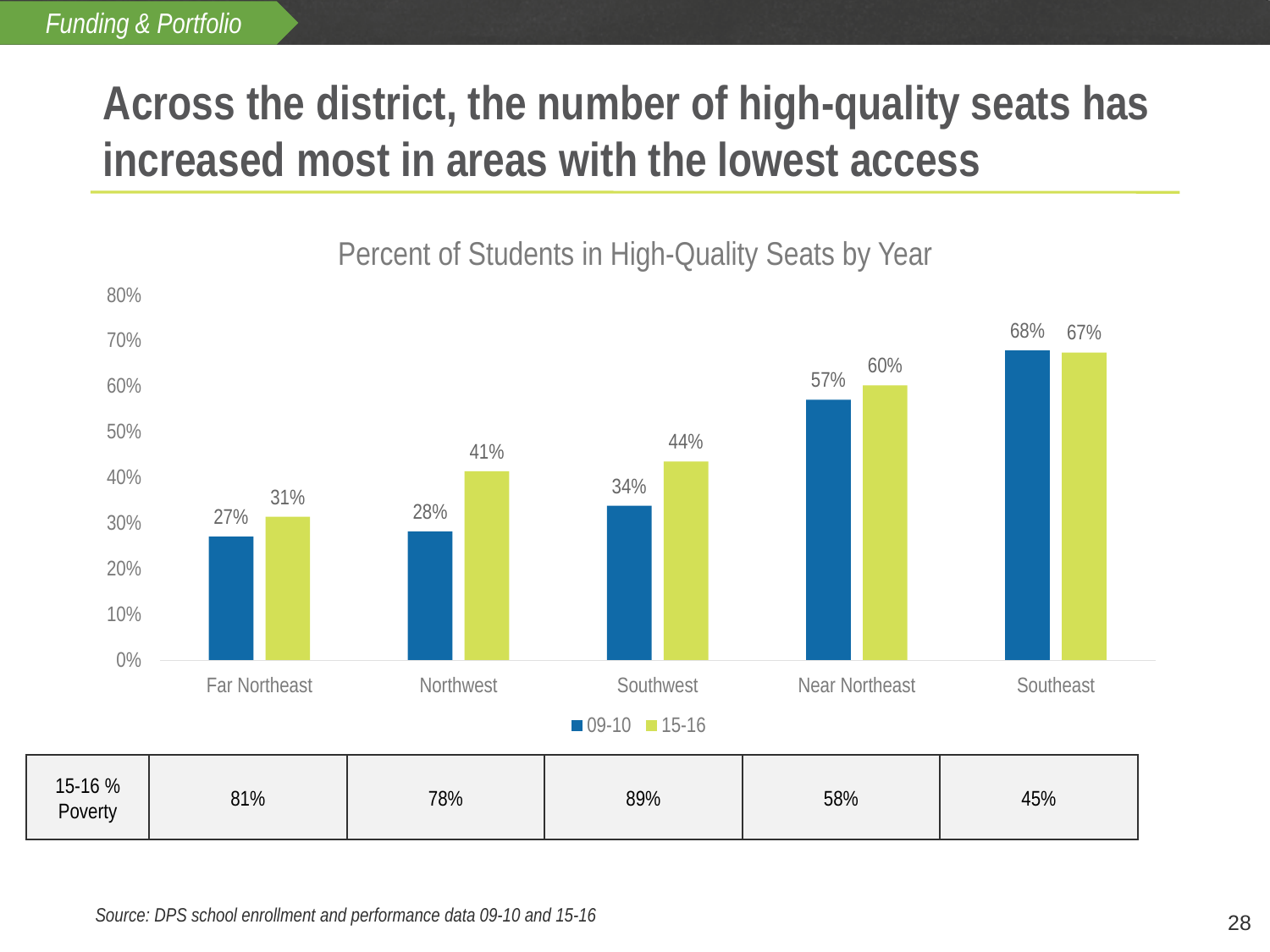*Funding & Portfolio*

# Across the district, the number of high-quality seats has increased most in areas with the lowest access

**Percent of Students in High-Quality Seats by Year**

| Region | 09-10 | 15-16 |
| --- | --- | --- |
| Far Northeast | 27% | 31% |
| Northwest | 28% | 41% |
| Southwest | 34% | 44% |
| Near Northeast | 57% | 60% |
| Southeast | 68% | 67% |

| 15-16 % Poverty | Far Northeast | Northwest | Southwest | Near Northeast | Southeast |
| --- | --- | --- | --- | --- | --- |
| | 81% | 78% | 89% | 58% | 45% |

*Source: DPS school enrollment and performance data 09-10 and 15-16*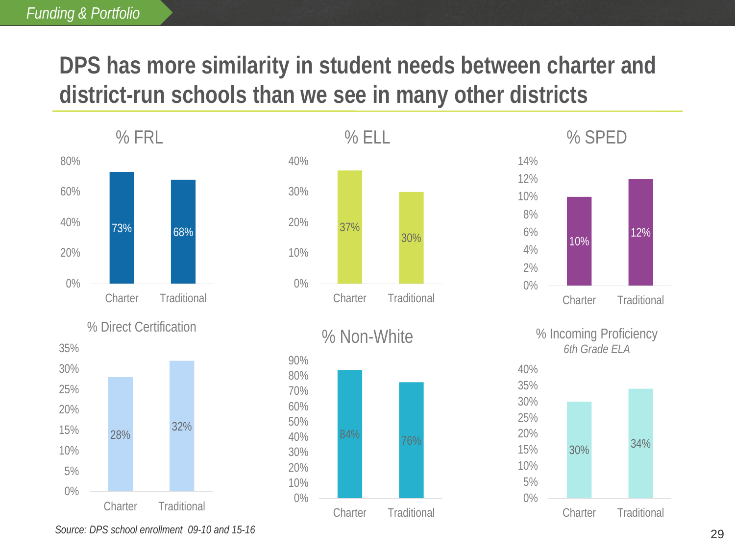Funding & Portfolio

# DPS has more similarity in student needs between charter and district-run schools than we see in many other districts

### % FRL

| | Charter | Traditional |
|---|---|---|
| % FRL | 73% | 68% |

### % ELL

| | Charter | Traditional |
|---|---|---|
| % ELL | 37% | 30% |

### % SPED

| | Charter | Traditional |
|---|---|---|
| % SPED | 10% | 12% |

### % Direct Certification

| | Charter | Traditional |
|---|---|---|
| % Direct Certification | 28% | 32% |

### % Non-White

| | Charter | Traditional |
|---|---|---|
| % Non-White | 84% | 76% |

### % Incoming Proficiency

*6th Grade ELA*

| | Charter | Traditional |
|---|---|---|
| % Incoming Proficiency | 30% | 34% |

*Source: DPS school enrollment 09-10 and 15-16*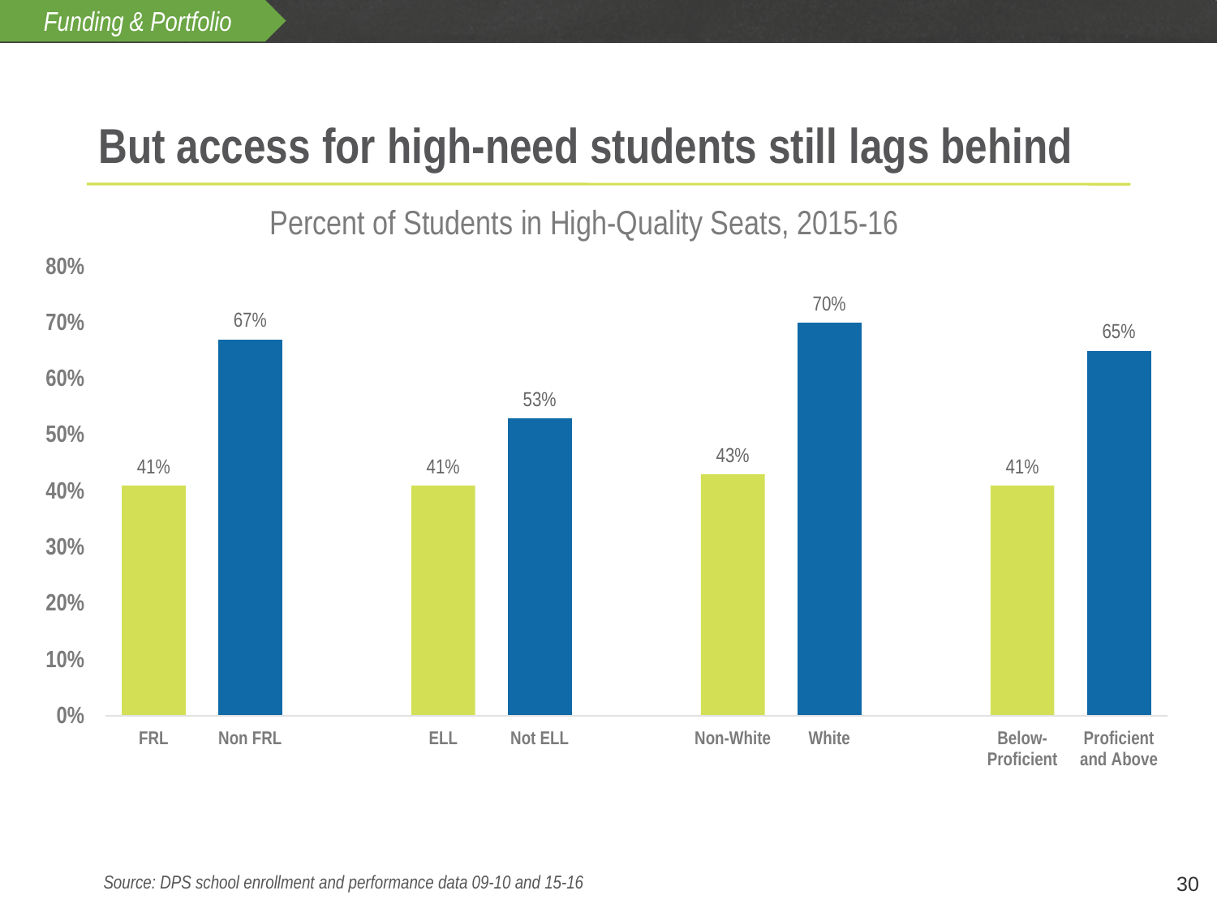Funding & Portfolio

# But access for high-need students still lags behind

## Percent of Students in High-Quality Seats, 2015-16

| Group | Percent |
| --- | --- |
| FRL | 41% |
| Non FRL | 67% |
| ELL | 41% |
| Not ELL | 53% |
| Non-White | 43% |
| White | 70% |
| Below-Proficient | 41% |
| Proficient and Above | 65% |

*Source: DPS school enrollment and performance data 09-10 and 15-16*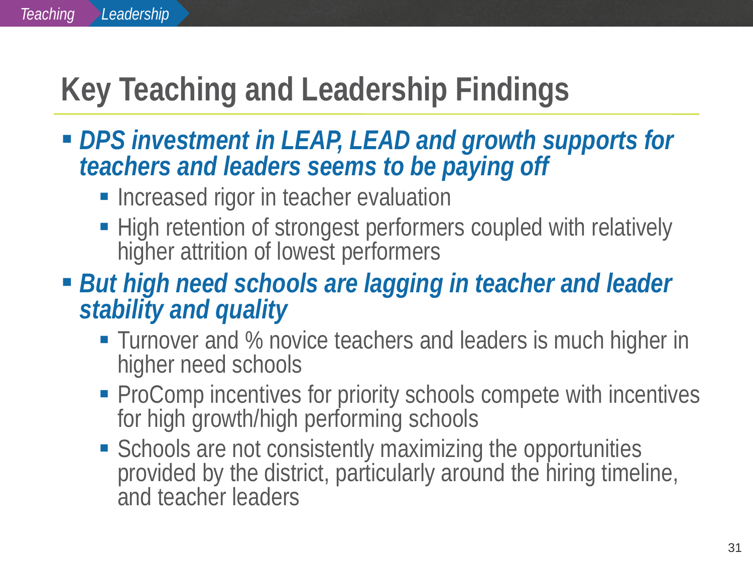# Key Teaching and Leadership Findings

- ***DPS investment in LEAP, LEAD and growth supports for teachers and leaders seems to be paying off***
  - Increased rigor in teacher evaluation
  - High retention of strongest performers coupled with relatively higher attrition of lowest performers
- ***But high need schools are lagging in teacher and leader stability and quality***
  - Turnover and % novice teachers and leaders is much higher in higher need schools
  - ProComp incentives for priority schools compete with incentives for high growth/high performing schools
  - Schools are not consistently maximizing the opportunities provided by the district, particularly around the hiring timeline, and teacher leaders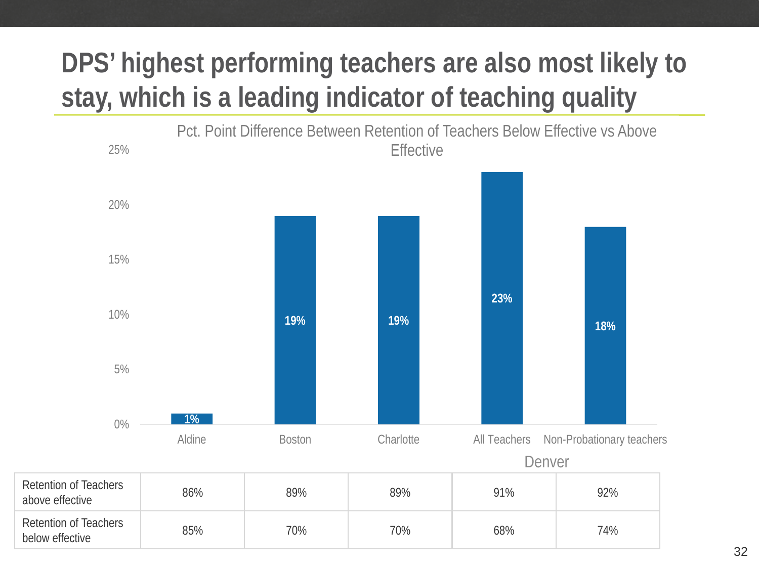# DPS' highest performing teachers are also most likely to stay, which is a leading indicator of teaching quality

Pct. Point Difference Between Retention of Teachers Below Effective vs Above Effective

| | Aldine | Boston | Charlotte | Denver: All Teachers | Denver: Non-Probationary teachers |
|---|---|---|---|---|---|
| Pct. Point Difference | 1% | 19% | 19% | 23% | 18% |
| Retention of Teachers above effective | 86% | 89% | 89% | 91% | 92% |
| Retention of Teachers below effective | 85% | 70% | 70% | 68% | 74% |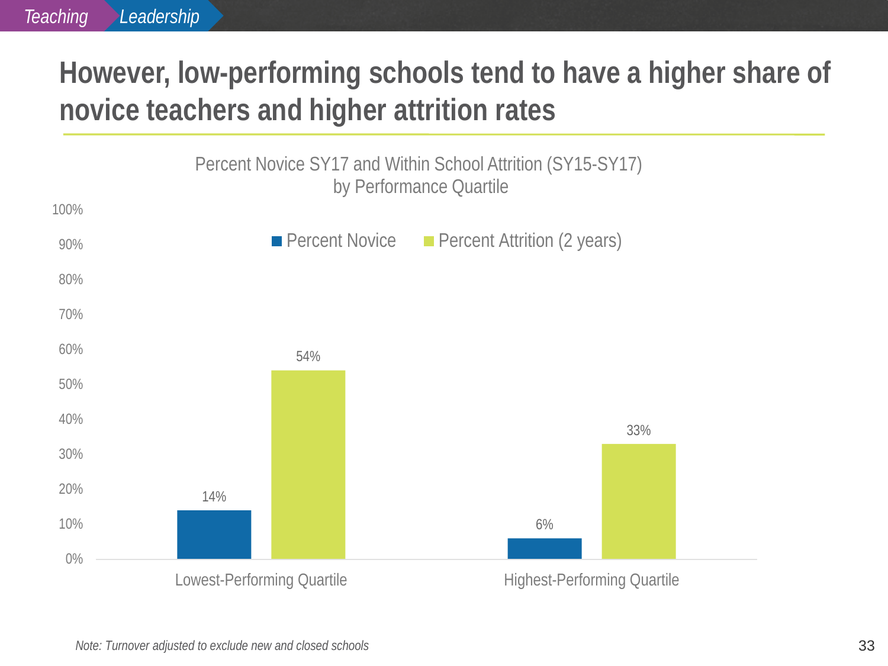# However, low-performing schools tend to have a higher share of novice teachers and higher attrition rates

**Percent Novice SY17 and Within School Attrition (SY15-SY17) by Performance Quartile**

| | Percent Novice | Percent Attrition (2 years) |
|---|---|---|
| Lowest-Performing Quartile | 14% | 54% |
| Highest-Performing Quartile | 6% | 33% |

*Note: Turnover adjusted to exclude new and closed schools*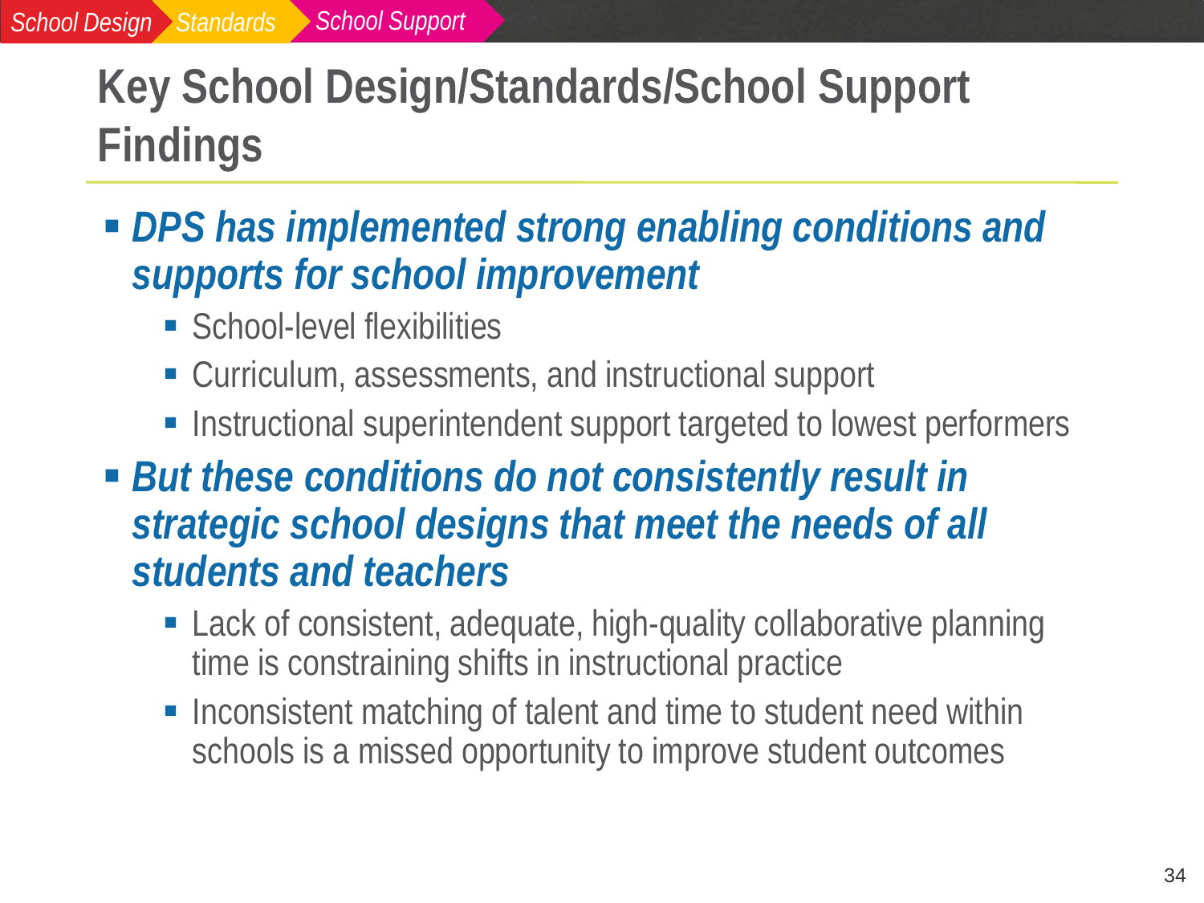School Design › Standards › School Support

# Key School Design/Standards/School Support Findings

- ***DPS has implemented strong enabling conditions and supports for school improvement***
  - School-level flexibilities
  - Curriculum, assessments, and instructional support
  - Instructional superintendent support targeted to lowest performers
- ***But these conditions do not consistently result in strategic school designs that meet the needs of all students and teachers***
  - Lack of consistent, adequate, high-quality collaborative planning time is constraining shifts in instructional practice
  - Inconsistent matching of talent and time to student need within schools is a missed opportunity to improve student outcomes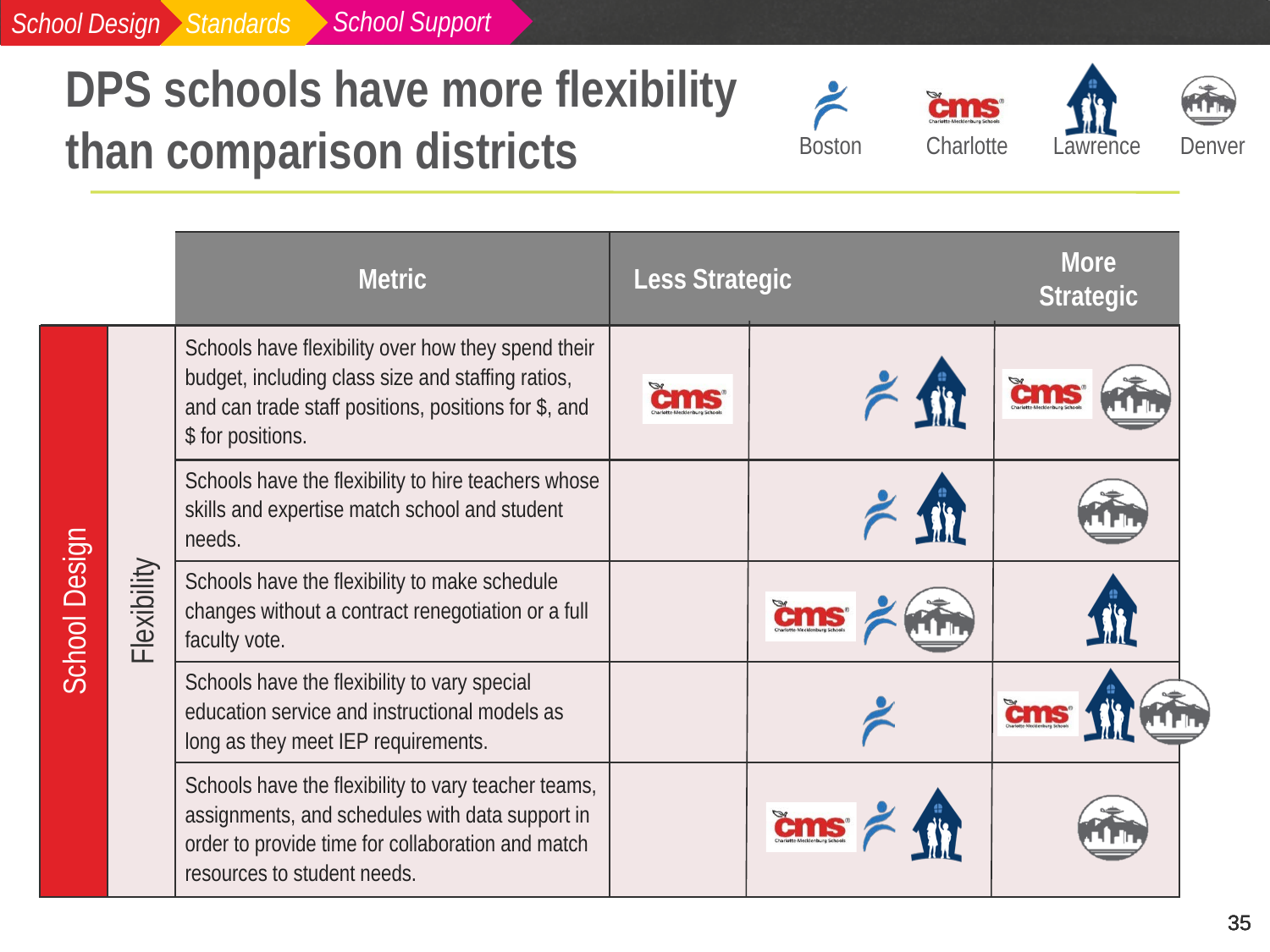School Design > Standards > School Support

# DPS schools have more flexibility than comparison districts

Boston | Charlotte | Lawrence | Denver

| | | Metric | Less Strategic | | More Strategic |
|---|---|---|---|---|---|
| School Design | Flexibility | Schools have flexibility over how they spend their budget, including class size and staffing ratios, and can trade staff positions, positions for $, and $ for positions. | Charlotte | Boston, Lawrence | Charlotte, Denver |
| | | Schools have the flexibility to hire teachers whose skills and expertise match school and student needs. | | Boston, Lawrence | Denver |
| | | Schools have the flexibility to make schedule changes without a contract renegotiation or a full faculty vote. | | Charlotte, Boston, Denver | Lawrence |
| | | Schools have the flexibility to vary special education service and instructional models as long as they meet IEP requirements. | | Boston | Charlotte, Lawrence, Denver |
| | | Schools have the flexibility to vary teacher teams, assignments, and schedules with data support in order to provide time for collaboration and match resources to student needs. | | Charlotte, Boston, Lawrence | Denver |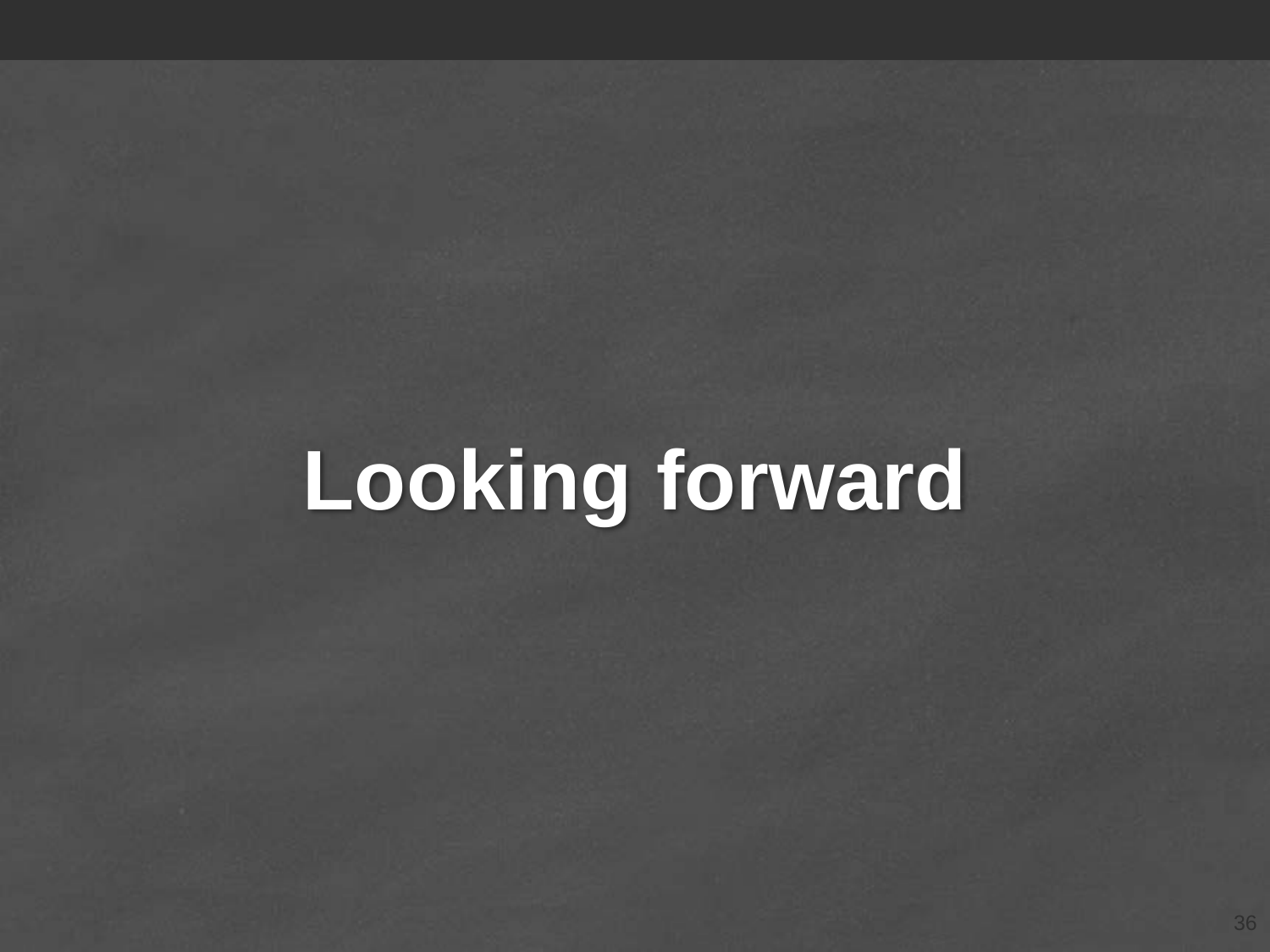# Looking forward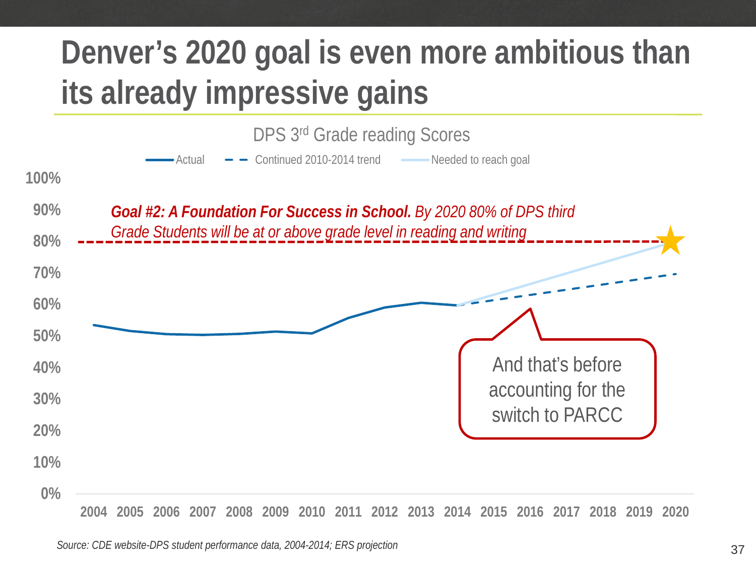# Denver's 2020 goal is even more ambitious than its already impressive gains

DPS 3rd Grade reading Scores

Actual — Continued 2010-2014 trend — Needed to reach goal

100%
90%
80%
70%
60%
50%
40%
30%
20%
10%
0%

***Goal #2: A Foundation For Success in School.** By 2020 80% of DPS third Grade Students will be at or above grade level in reading and writing*

And that's before accounting for the switch to PARCC

2004 2005 2006 2007 2008 2009 2010 2011 2012 2013 2014 2015 2016 2017 2018 2019 2020

*Source: CDE website-DPS student performance data, 2004-2014; ERS projection*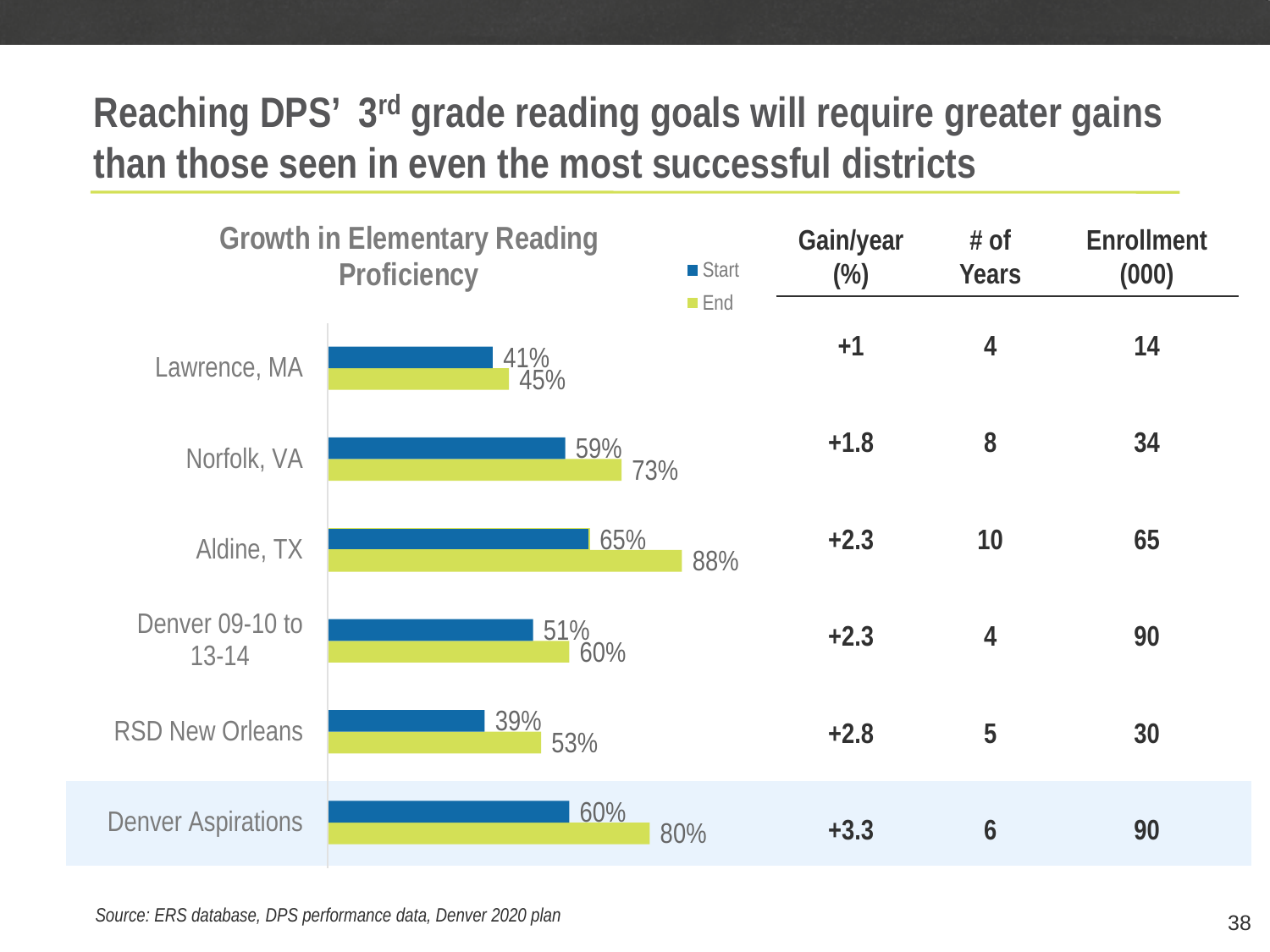# Reaching DPS' 3rd grade reading goals will require greater gains than those seen in even the most successful districts

**Growth in Elementary Reading Proficiency**

| | Start | End | Gain/year (%) | # of Years | Enrollment (000) |
|---|---|---|---|---|---|
| Lawrence, MA | 41% | 45% | +1 | 4 | 14 |
| Norfolk, VA | 59% | 73% | +1.8 | 8 | 34 |
| Aldine, TX | 65% | 88% | +2.3 | 10 | 65 |
| Denver 09-10 to 13-14 | 51% | 60% | +2.3 | 4 | 90 |
| RSD New Orleans | 39% | 53% | +2.8 | 5 | 30 |
| Denver Aspirations | 60% | 80% | +3.3 | 6 | 90 |

*Source: ERS database, DPS performance data, Denver 2020 plan*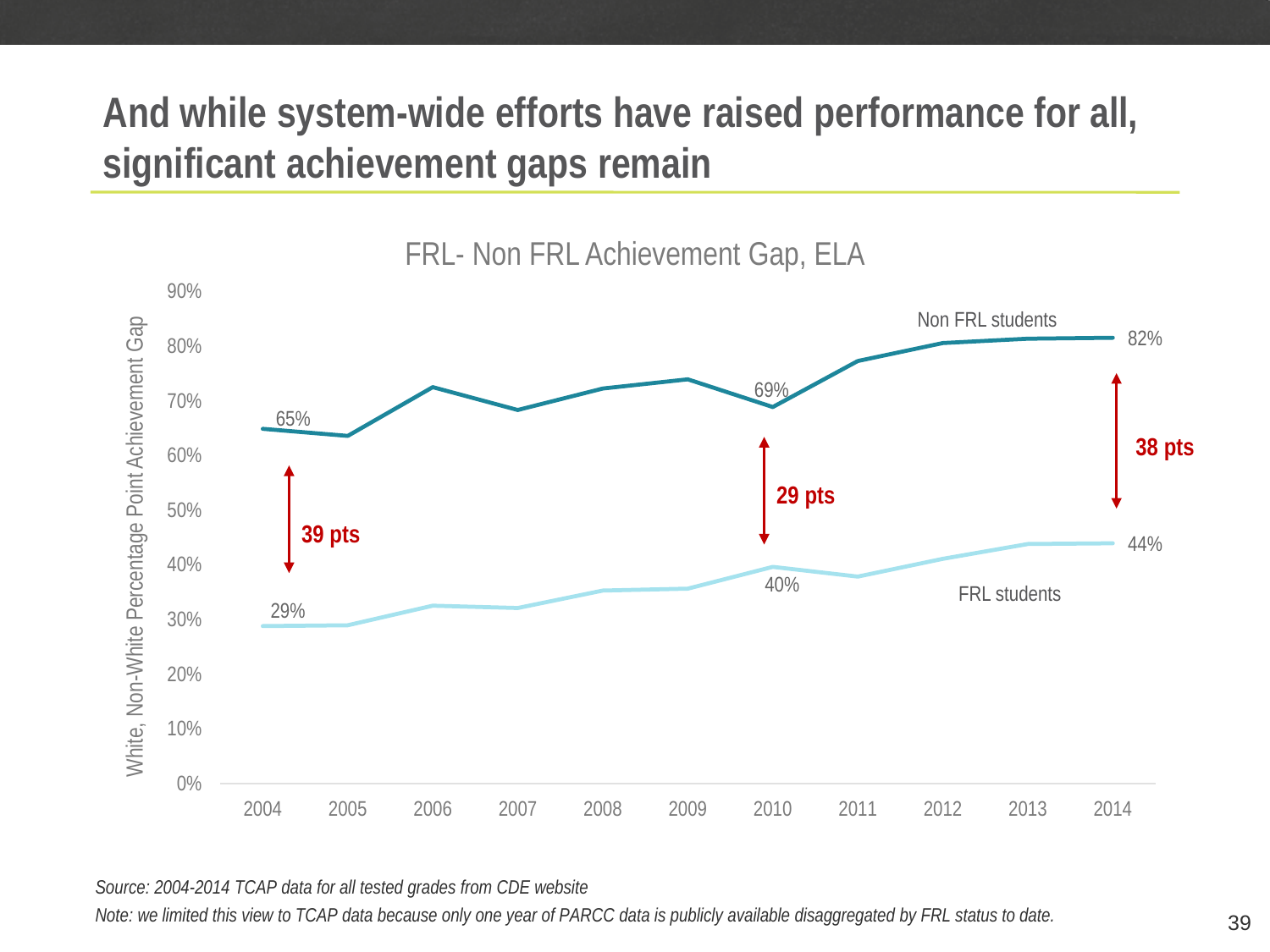# And while system-wide efforts have raised performance for all, significant achievement gaps remain

FRL- Non FRL Achievement Gap, ELA

White, Non-White Percentage Point Achievement Gap

| Year | Non FRL students | FRL students | Gap |
|---|---|---|---|
| 2004 | 65% | 29% | 39 pts |
| 2010 | 69% | 40% | 29 pts |
| 2014 | 82% | 44% | 38 pts |

*Source: 2004-2014 TCAP data for all tested grades from CDE website*

*Note: we limited this view to TCAP data because only one year of PARCC data is publicly available disaggregated by FRL status to date.*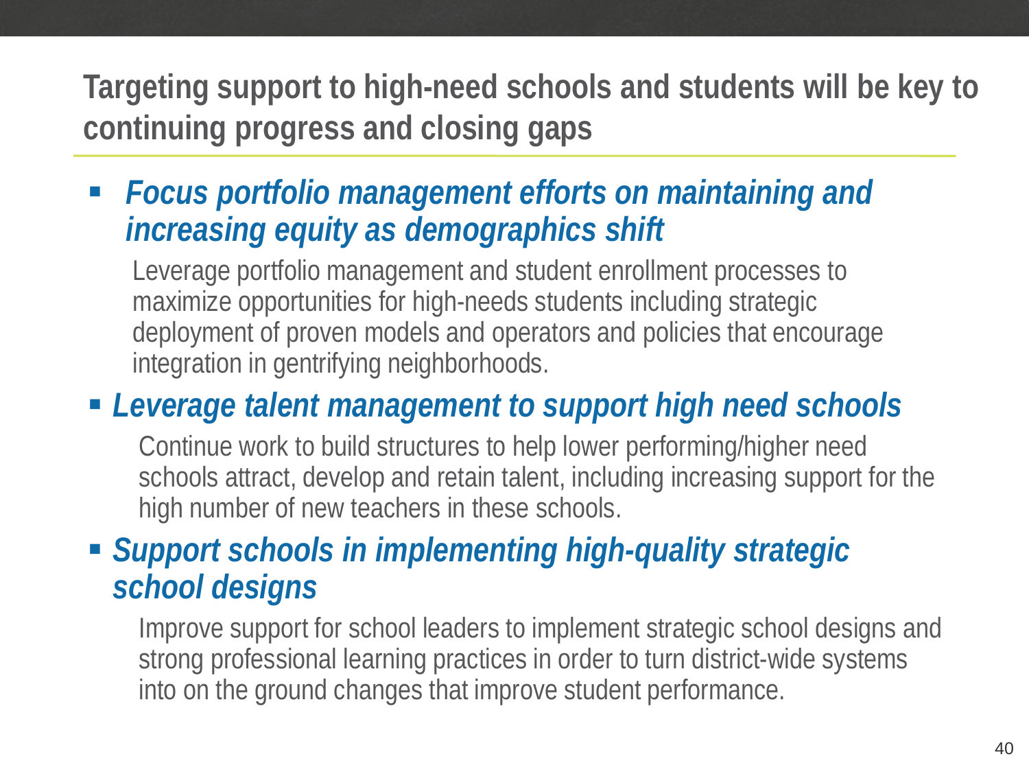## Targeting support to high-need schools and students will be key to continuing progress and closing gaps

- ***Focus portfolio management efforts on maintaining and increasing equity as demographics shift***

  Leverage portfolio management and student enrollment processes to maximize opportunities for high-needs students including strategic deployment of proven models and operators and policies that encourage integration in gentrifying neighborhoods.

- ***Leverage talent management to support high need schools***

  Continue work to build structures to help lower performing/higher need schools attract, develop and retain talent, including increasing support for the high number of new teachers in these schools.

- ***Support schools in implementing high-quality strategic school designs***

  Improve support for school leaders to implement strategic school designs and strong professional learning practices in order to turn district-wide systems into on the ground changes that improve student performance.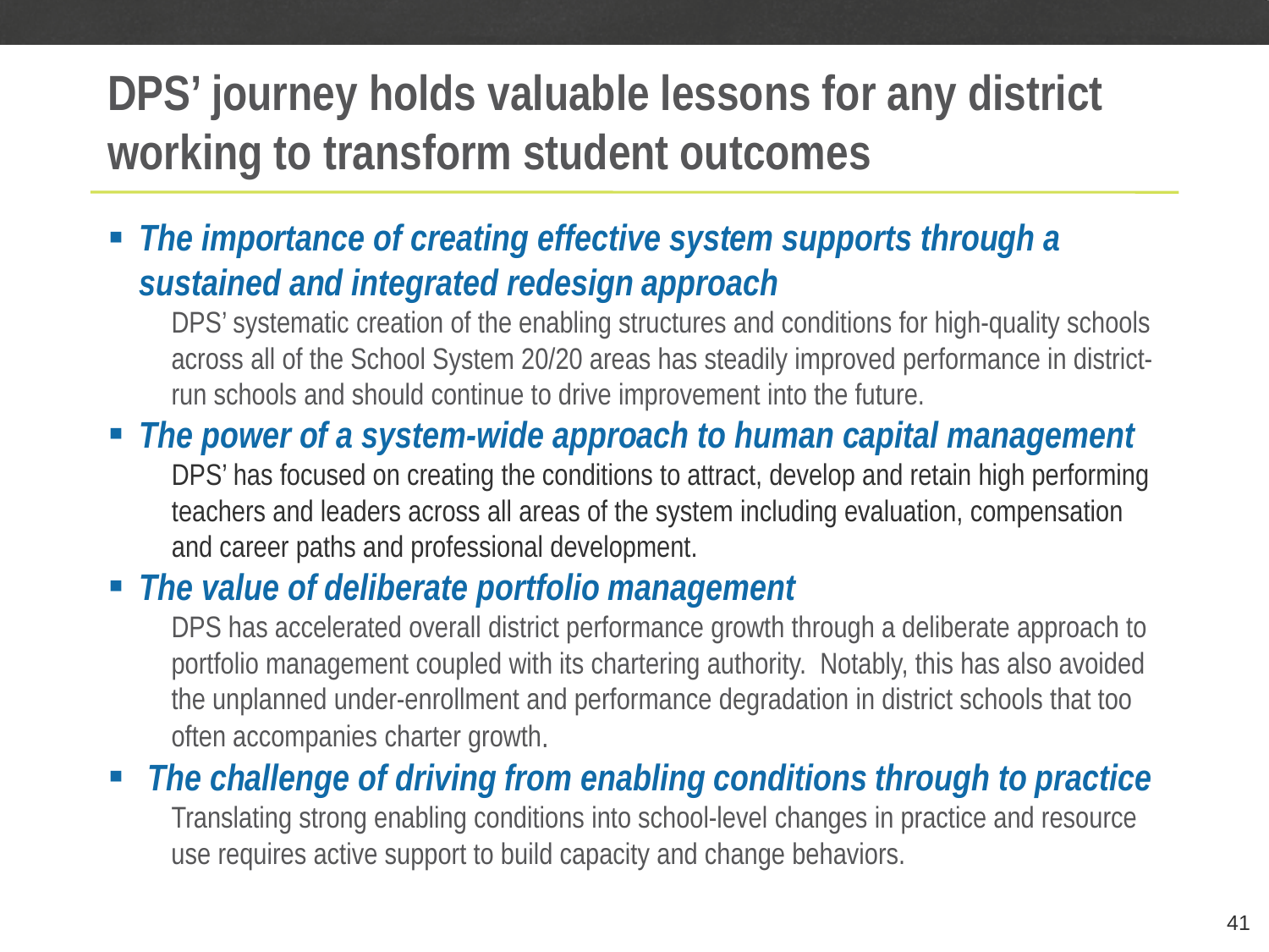# DPS' journey holds valuable lessons for any district working to transform student outcomes

- ***The importance of creating effective system supports through a sustained and integrated redesign approach***

  DPS' systematic creation of the enabling structures and conditions for high-quality schools across all of the School System 20/20 areas has steadily improved performance in district-run schools and should continue to drive improvement into the future.

- ***The power of a system-wide approach to human capital management***

  DPS' has focused on creating the conditions to attract, develop and retain high performing teachers and leaders across all areas of the system including evaluation, compensation and career paths and professional development.

- ***The value of deliberate portfolio management***

  DPS has accelerated overall district performance growth through a deliberate approach to portfolio management coupled with its chartering authority. Notably, this has also avoided the unplanned under-enrollment and performance degradation in district schools that too often accompanies charter growth.

- ***The challenge of driving from enabling conditions through to practice***

  Translating strong enabling conditions into school-level changes in practice and resource use requires active support to build capacity and change behaviors.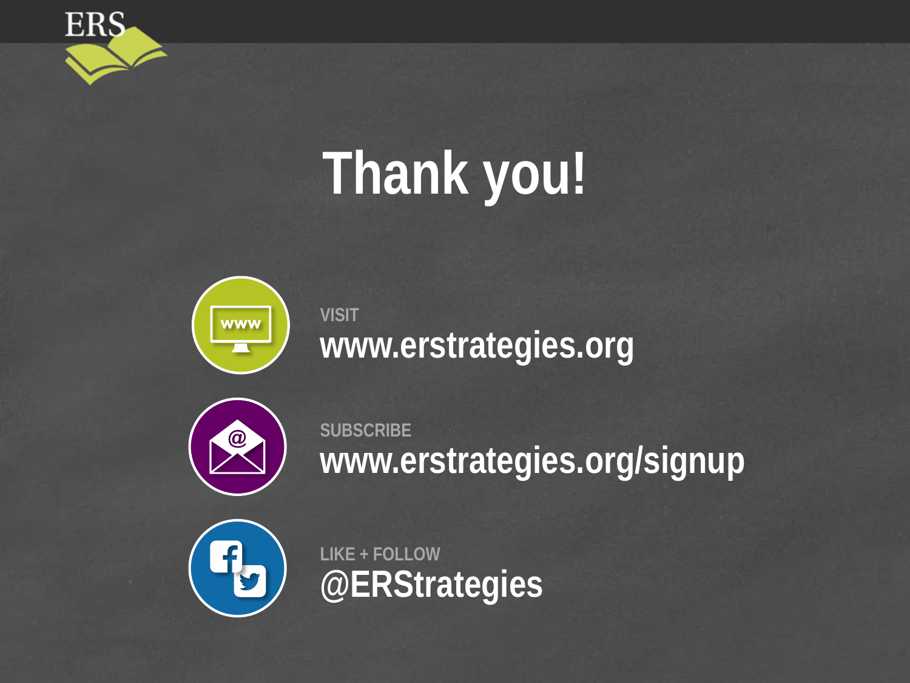ERS

# Thank you!

VISIT
**www.erstrategies.org**

SUBSCRIBE
**www.erstrategies.org/signup**

LIKE + FOLLOW
**@ERStrategies**